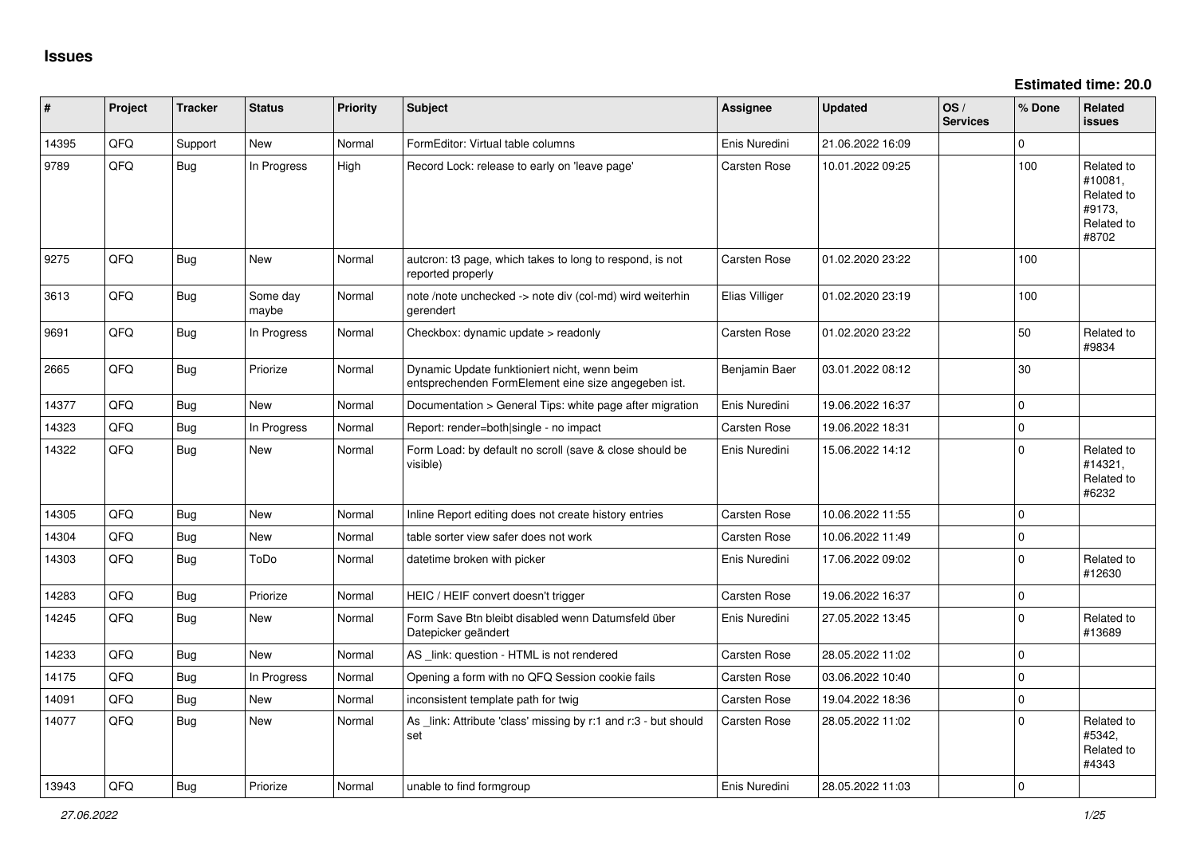# Issues

**Estimated time: 20.0**

| # | Project | Tracker | Status | Priority | Subject | Assignee | Updated | OS / Services | % Done | Related issues |
|---|---|---|---|---|---|---|---|---|---|---|
| 14395 | QFQ | Support | New | Normal | FormEditor: Virtual table columns | Enis Nuredini | 21.06.2022 16:09 | | 0 | |
| 9789 | QFQ | Bug | In Progress | High | Record Lock: release to early on 'leave page' | Carsten Rose | 10.01.2022 09:25 | | 100 | Related to #10081, Related to #9173, Related to #8702 |
| 9275 | QFQ | Bug | New | Normal | autcron: t3 page, which takes to long to respond, is not reported properly | Carsten Rose | 01.02.2020 23:22 | | 100 | |
| 3613 | QFQ | Bug | Some day maybe | Normal | note /note unchecked -> note div (col-md) wird weiterhin gerendert | Elias Villiger | 01.02.2020 23:19 | | 100 | |
| 9691 | QFQ | Bug | In Progress | Normal | Checkbox: dynamic update > readonly | Carsten Rose | 01.02.2020 23:22 | | 50 | Related to #9834 |
| 2665 | QFQ | Bug | Priorize | Normal | Dynamic Update funktioniert nicht, wenn beim entsprechenden FormElement eine size angegeben ist. | Benjamin Baer | 03.01.2022 08:12 | | 30 | |
| 14377 | QFQ | Bug | New | Normal | Documentation > General Tips: white page after migration | Enis Nuredini | 19.06.2022 16:37 | | 0 | |
| 14323 | QFQ | Bug | In Progress | Normal | Report: render=both\|single - no impact | Carsten Rose | 19.06.2022 18:31 | | 0 | |
| 14322 | QFQ | Bug | New | Normal | Form Load: by default no scroll (save & close should be visible) | Enis Nuredini | 15.06.2022 14:12 | | 0 | Related to #14321, Related to #6232 |
| 14305 | QFQ | Bug | New | Normal | Inline Report editing does not create history entries | Carsten Rose | 10.06.2022 11:55 | | 0 | |
| 14304 | QFQ | Bug | New | Normal | table sorter view safer does not work | Carsten Rose | 10.06.2022 11:49 | | 0 | |
| 14303 | QFQ | Bug | ToDo | Normal | datetime broken with picker | Enis Nuredini | 17.06.2022 09:02 | | 0 | Related to #12630 |
| 14283 | QFQ | Bug | Priorize | Normal | HEIC / HEIF convert doesn't trigger | Carsten Rose | 19.06.2022 16:37 | | 0 | |
| 14245 | QFQ | Bug | New | Normal | Form Save Btn bleibt disabled wenn Datumsfeld über Datepicker geändert | Enis Nuredini | 27.05.2022 13:45 | | 0 | Related to #13689 |
| 14233 | QFQ | Bug | New | Normal | AS _link: question - HTML is not rendered | Carsten Rose | 28.05.2022 11:02 | | 0 | |
| 14175 | QFQ | Bug | In Progress | Normal | Opening a form with no QFQ Session cookie fails | Carsten Rose | 03.06.2022 10:40 | | 0 | |
| 14091 | QFQ | Bug | New | Normal | inconsistent template path for twig | Carsten Rose | 19.04.2022 18:36 | | 0 | |
| 14077 | QFQ | Bug | New | Normal | As _link: Attribute 'class' missing by r:1 and r:3 - but should set | Carsten Rose | 28.05.2022 11:02 | | 0 | Related to #5342, Related to #4343 |
| 13943 | QFQ | Bug | Priorize | Normal | unable to find formgroup | Enis Nuredini | 28.05.2022 11:03 | | 0 | |

*27.06.2022*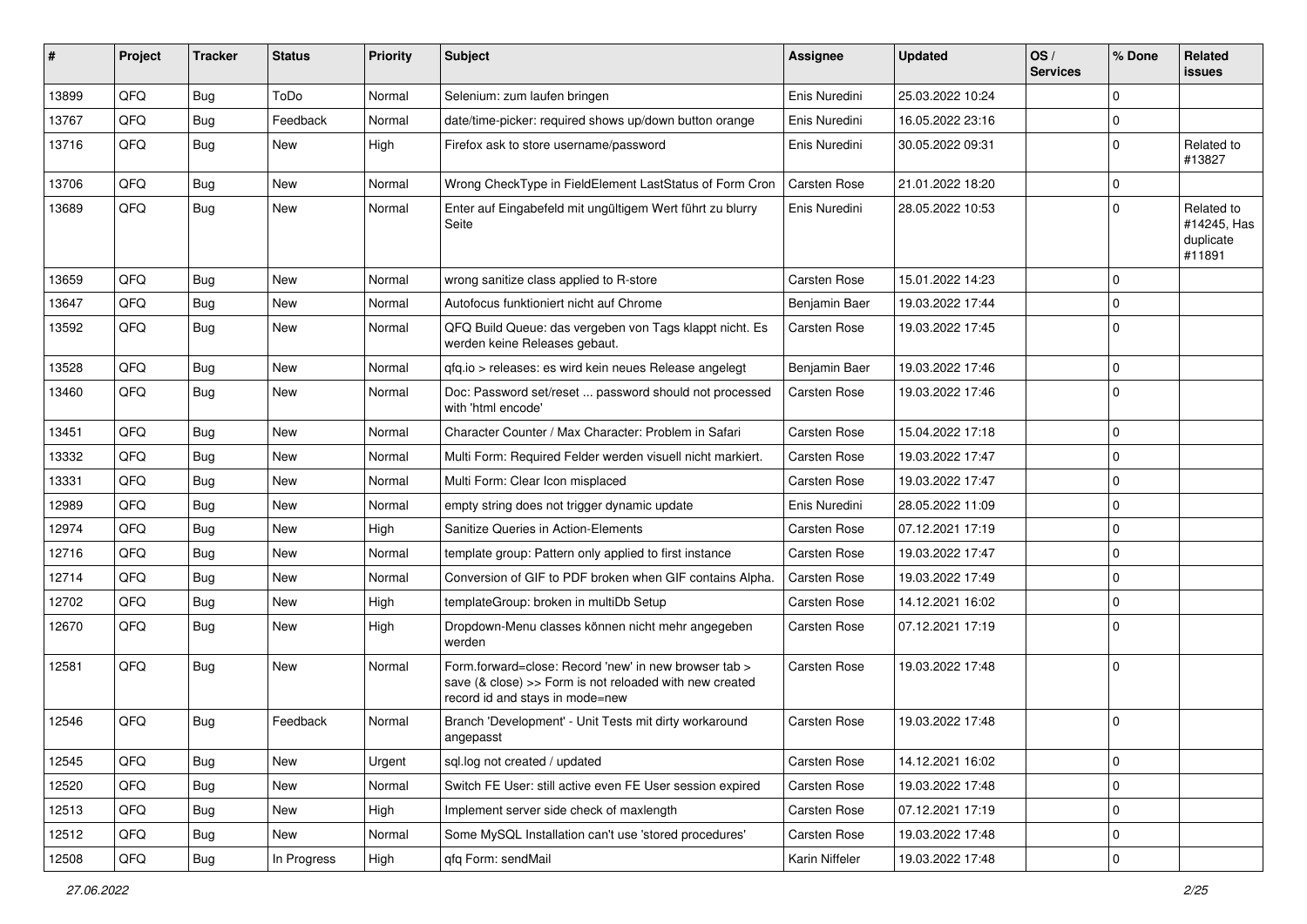| # | Project | Tracker | Status | Priority | Subject | Assignee | Updated | OS / Services | % Done | Related issues |
|---|---|---|---|---|---|---|---|---|---|---|
| 13899 | QFQ | Bug | ToDo | Normal | Selenium: zum laufen bringen | Enis Nuredini | 25.03.2022 10:24 | | 0 | |
| 13767 | QFQ | Bug | Feedback | Normal | date/time-picker: required shows up/down button orange | Enis Nuredini | 16.05.2022 23:16 | | 0 | |
| 13716 | QFQ | Bug | New | High | Firefox ask to store username/password | Enis Nuredini | 30.05.2022 09:31 | | 0 | Related to #13827 |
| 13706 | QFQ | Bug | New | Normal | Wrong CheckType in FieldElement LastStatus of Form Cron | Carsten Rose | 21.01.2022 18:20 | | 0 | |
| 13689 | QFQ | Bug | New | Normal | Enter auf Eingabefeld mit ungültigem Wert führt zu blurry Seite | Enis Nuredini | 28.05.2022 10:53 | | 0 | Related to #14245, Has duplicate #11891 |
| 13659 | QFQ | Bug | New | Normal | wrong sanitize class applied to R-store | Carsten Rose | 15.01.2022 14:23 | | 0 | |
| 13647 | QFQ | Bug | New | Normal | Autofocus funktioniert nicht auf Chrome | Benjamin Baer | 19.03.2022 17:44 | | 0 | |
| 13592 | QFQ | Bug | New | Normal | QFQ Build Queue: das vergeben von Tags klappt nicht. Es werden keine Releases gebaut. | Carsten Rose | 19.03.2022 17:45 | | 0 | |
| 13528 | QFQ | Bug | New | Normal | qfq.io > releases: es wird kein neues Release angelegt | Benjamin Baer | 19.03.2022 17:46 | | 0 | |
| 13460 | QFQ | Bug | New | Normal | Doc: Password set/reset ... password should not processed with 'html encode' | Carsten Rose | 19.03.2022 17:46 | | 0 | |
| 13451 | QFQ | Bug | New | Normal | Character Counter / Max Character: Problem in Safari | Carsten Rose | 15.04.2022 17:18 | | 0 | |
| 13332 | QFQ | Bug | New | Normal | Multi Form: Required Felder werden visuell nicht markiert. | Carsten Rose | 19.03.2022 17:47 | | 0 | |
| 13331 | QFQ | Bug | New | Normal | Multi Form: Clear Icon misplaced | Carsten Rose | 19.03.2022 17:47 | | 0 | |
| 12989 | QFQ | Bug | New | Normal | empty string does not trigger dynamic update | Enis Nuredini | 28.05.2022 11:09 | | 0 | |
| 12974 | QFQ | Bug | New | High | Sanitize Queries in Action-Elements | Carsten Rose | 07.12.2021 17:19 | | 0 | |
| 12716 | QFQ | Bug | New | Normal | template group: Pattern only applied to first instance | Carsten Rose | 19.03.2022 17:47 | | 0 | |
| 12714 | QFQ | Bug | New | Normal | Conversion of GIF to PDF broken when GIF contains Alpha. | Carsten Rose | 19.03.2022 17:49 | | 0 | |
| 12702 | QFQ | Bug | New | High | templateGroup: broken in multiDb Setup | Carsten Rose | 14.12.2021 16:02 | | 0 | |
| 12670 | QFQ | Bug | New | High | Dropdown-Menu classes können nicht mehr angegeben werden | Carsten Rose | 07.12.2021 17:19 | | 0 | |
| 12581 | QFQ | Bug | New | Normal | Form.forward=close: Record 'new' in new browser tab > save (& close) >> Form is not reloaded with new created record id and stays in mode=new | Carsten Rose | 19.03.2022 17:48 | | 0 | |
| 12546 | QFQ | Bug | Feedback | Normal | Branch 'Development' - Unit Tests mit dirty workaround angepasst | Carsten Rose | 19.03.2022 17:48 | | 0 | |
| 12545 | QFQ | Bug | New | Urgent | sql.log not created / updated | Carsten Rose | 14.12.2021 16:02 | | 0 | |
| 12520 | QFQ | Bug | New | Normal | Switch FE User: still active even FE User session expired | Carsten Rose | 19.03.2022 17:48 | | 0 | |
| 12513 | QFQ | Bug | New | High | Implement server side check of maxlength | Carsten Rose | 07.12.2021 17:19 | | 0 | |
| 12512 | QFQ | Bug | New | Normal | Some MySQL Installation can't use 'stored procedures' | Carsten Rose | 19.03.2022 17:48 | | 0 | |
| 12508 | QFQ | Bug | In Progress | High | qfq Form: sendMail | Karin Niffeler | 19.03.2022 17:48 | | 0 | |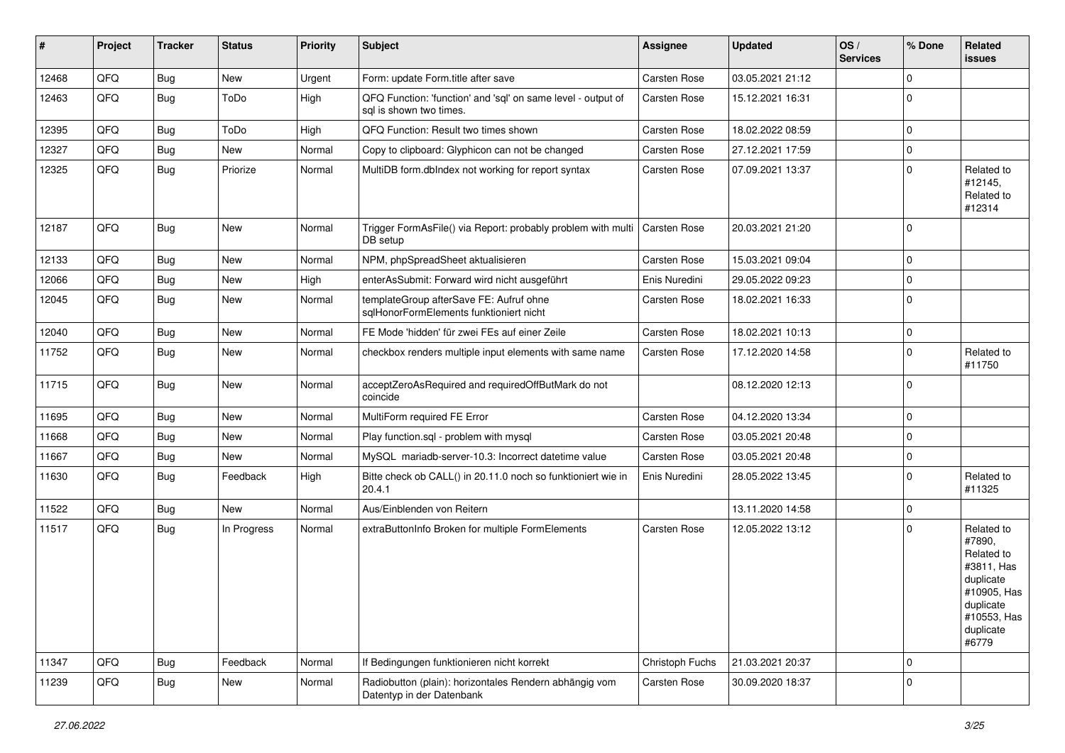| # | Project | Tracker | Status | Priority | Subject | Assignee | Updated | OS / Services | % Done | Related issues |
|---|---|---|---|---|---|---|---|---|---|---|
| 12468 | QFQ | Bug | New | Urgent | Form: update Form.title after save | Carsten Rose | 03.05.2021 21:12 | | 0 | |
| 12463 | QFQ | Bug | ToDo | High | QFQ Function: 'function' and 'sql' on same level - output of sql is shown two times. | Carsten Rose | 15.12.2021 16:31 | | 0 | |
| 12395 | QFQ | Bug | ToDo | High | QFQ Function: Result two times shown | Carsten Rose | 18.02.2022 08:59 | | 0 | |
| 12327 | QFQ | Bug | New | Normal | Copy to clipboard: Glyphicon can not be changed | Carsten Rose | 27.12.2021 17:59 | | 0 | |
| 12325 | QFQ | Bug | Priorize | Normal | MultiDB form.dbIndex not working for report syntax | Carsten Rose | 07.09.2021 13:37 | | 0 | Related to #12145, Related to #12314 |
| 12187 | QFQ | Bug | New | Normal | Trigger FormAsFile() via Report: probably problem with multi DB setup | Carsten Rose | 20.03.2021 21:20 | | 0 | |
| 12133 | QFQ | Bug | New | Normal | NPM, phpSpreadSheet aktualisieren | Carsten Rose | 15.03.2021 09:04 | | 0 | |
| 12066 | QFQ | Bug | New | High | enterAsSubmit: Forward wird nicht ausgeführt | Enis Nuredini | 29.05.2022 09:23 | | 0 | |
| 12045 | QFQ | Bug | New | Normal | templateGroup afterSave FE: Aufruf ohne sqlHonorFormElements funktioniert nicht | Carsten Rose | 18.02.2021 16:33 | | 0 | |
| 12040 | QFQ | Bug | New | Normal | FE Mode 'hidden' für zwei FEs auf einer Zeile | Carsten Rose | 18.02.2021 10:13 | | 0 | |
| 11752 | QFQ | Bug | New | Normal | checkbox renders multiple input elements with same name | Carsten Rose | 17.12.2020 14:58 | | 0 | Related to #11750 |
| 11715 | QFQ | Bug | New | Normal | acceptZeroAsRequired and requiredOffButMark do not coincide | | 08.12.2020 12:13 | | 0 | |
| 11695 | QFQ | Bug | New | Normal | MultiForm required FE Error | Carsten Rose | 04.12.2020 13:34 | | 0 | |
| 11668 | QFQ | Bug | New | Normal | Play function.sql - problem with mysql | Carsten Rose | 03.05.2021 20:48 | | 0 | |
| 11667 | QFQ | Bug | New | Normal | MySQL mariadb-server-10.3: Incorrect datetime value | Carsten Rose | 03.05.2021 20:48 | | 0 | |
| 11630 | QFQ | Bug | Feedback | High | Bitte check ob CALL() in 20.11.0 noch so funktioniert wie in 20.4.1 | Enis Nuredini | 28.05.2022 13:45 | | 0 | Related to #11325 |
| 11522 | QFQ | Bug | New | Normal | Aus/Einblenden von Reitern | | 13.11.2020 14:58 | | 0 | |
| 11517 | QFQ | Bug | In Progress | Normal | extraButtonInfo Broken for multiple FormElements | Carsten Rose | 12.05.2022 13:12 | | 0 | Related to #7890, Related to #3811, Has duplicate #10905, Has duplicate #10553, Has duplicate #6779 |
| 11347 | QFQ | Bug | Feedback | Normal | If Bedingungen funktionieren nicht korrekt | Christoph Fuchs | 21.03.2021 20:37 | | 0 | |
| 11239 | QFQ | Bug | New | Normal | Radiobutton (plain): horizontales Rendern abhängig vom Datentyp in der Datenbank | Carsten Rose | 30.09.2020 18:37 | | 0 | |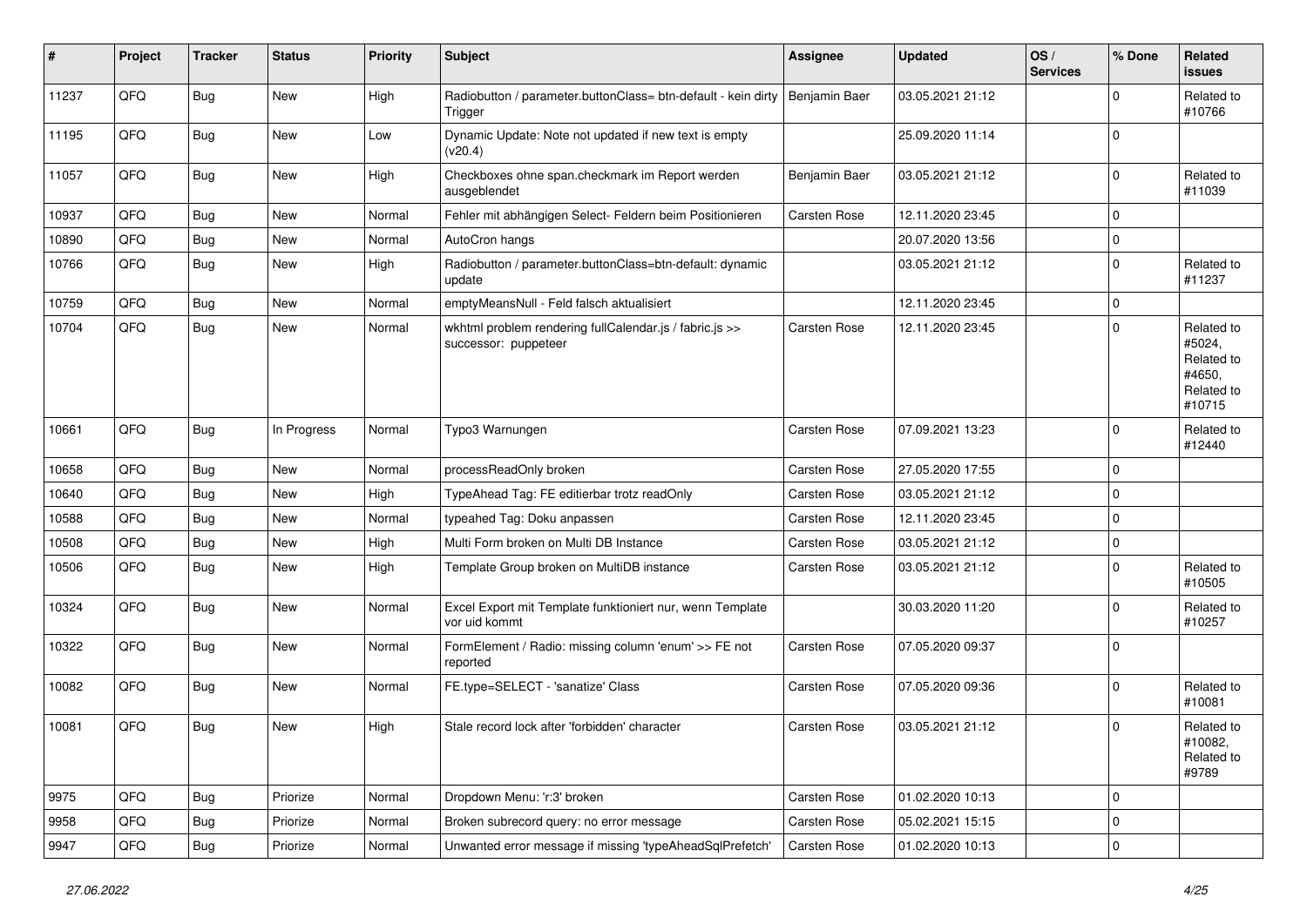| # | Project | Tracker | Status | Priority | Subject | Assignee | Updated | OS / Services | % Done | Related issues |
|---|---|---|---|---|---|---|---|---|---|---|
| 11237 | QFQ | Bug | New | High | Radiobutton / parameter.buttonClass= btn-default - kein dirty Trigger | Benjamin Baer | 03.05.2021 21:12 | | 0 | Related to #10766 |
| 11195 | QFQ | Bug | New | Low | Dynamic Update: Note not updated if new text is empty (v20.4) | | 25.09.2020 11:14 | | 0 | |
| 11057 | QFQ | Bug | New | High | Checkboxes ohne span.checkmark im Report werden ausgeblendet | Benjamin Baer | 03.05.2021 21:12 | | 0 | Related to #11039 |
| 10937 | QFQ | Bug | New | Normal | Fehler mit abhängigen Select- Feldern beim Positionieren | Carsten Rose | 12.11.2020 23:45 | | 0 | |
| 10890 | QFQ | Bug | New | Normal | AutoCron hangs | | 20.07.2020 13:56 | | 0 | |
| 10766 | QFQ | Bug | New | High | Radiobutton / parameter.buttonClass=btn-default: dynamic update | | 03.05.2021 21:12 | | 0 | Related to #11237 |
| 10759 | QFQ | Bug | New | Normal | emptyMeansNull - Feld falsch aktualisiert | | 12.11.2020 23:45 | | 0 | |
| 10704 | QFQ | Bug | New | Normal | wkhtml problem rendering fullCalendar.js / fabric.js >> successor: puppeteer | Carsten Rose | 12.11.2020 23:45 | | 0 | Related to #5024, Related to #4650, Related to #10715 |
| 10661 | QFQ | Bug | In Progress | Normal | Typo3 Warnungen | Carsten Rose | 07.09.2021 13:23 | | 0 | Related to #12440 |
| 10658 | QFQ | Bug | New | Normal | processReadOnly broken | Carsten Rose | 27.05.2020 17:55 | | 0 | |
| 10640 | QFQ | Bug | New | High | TypeAhead Tag: FE editierbar trotz readOnly | Carsten Rose | 03.05.2021 21:12 | | 0 | |
| 10588 | QFQ | Bug | New | Normal | typeahed Tag: Doku anpassen | Carsten Rose | 12.11.2020 23:45 | | 0 | |
| 10508 | QFQ | Bug | New | High | Multi Form broken on Multi DB Instance | Carsten Rose | 03.05.2021 21:12 | | 0 | |
| 10506 | QFQ | Bug | New | High | Template Group broken on MultiDB instance | Carsten Rose | 03.05.2021 21:12 | | 0 | Related to #10505 |
| 10324 | QFQ | Bug | New | Normal | Excel Export mit Template funktioniert nur, wenn Template vor uid kommt | | 30.03.2020 11:20 | | 0 | Related to #10257 |
| 10322 | QFQ | Bug | New | Normal | FormElement / Radio: missing column 'enum' >> FE not reported | Carsten Rose | 07.05.2020 09:37 | | 0 | |
| 10082 | QFQ | Bug | New | Normal | FE.type=SELECT - 'sanatize' Class | Carsten Rose | 07.05.2020 09:36 | | 0 | Related to #10081 |
| 10081 | QFQ | Bug | New | High | Stale record lock after 'forbidden' character | Carsten Rose | 03.05.2021 21:12 | | 0 | Related to #10082, Related to #9789 |
| 9975 | QFQ | Bug | Priorize | Normal | Dropdown Menu: 'r:3' broken | Carsten Rose | 01.02.2020 10:13 | | 0 | |
| 9958 | QFQ | Bug | Priorize | Normal | Broken subrecord query: no error message | Carsten Rose | 05.02.2021 15:15 | | 0 | |
| 9947 | QFQ | Bug | Priorize | Normal | Unwanted error message if missing 'typeAheadSqlPrefetch' | Carsten Rose | 01.02.2020 10:13 | | 0 | |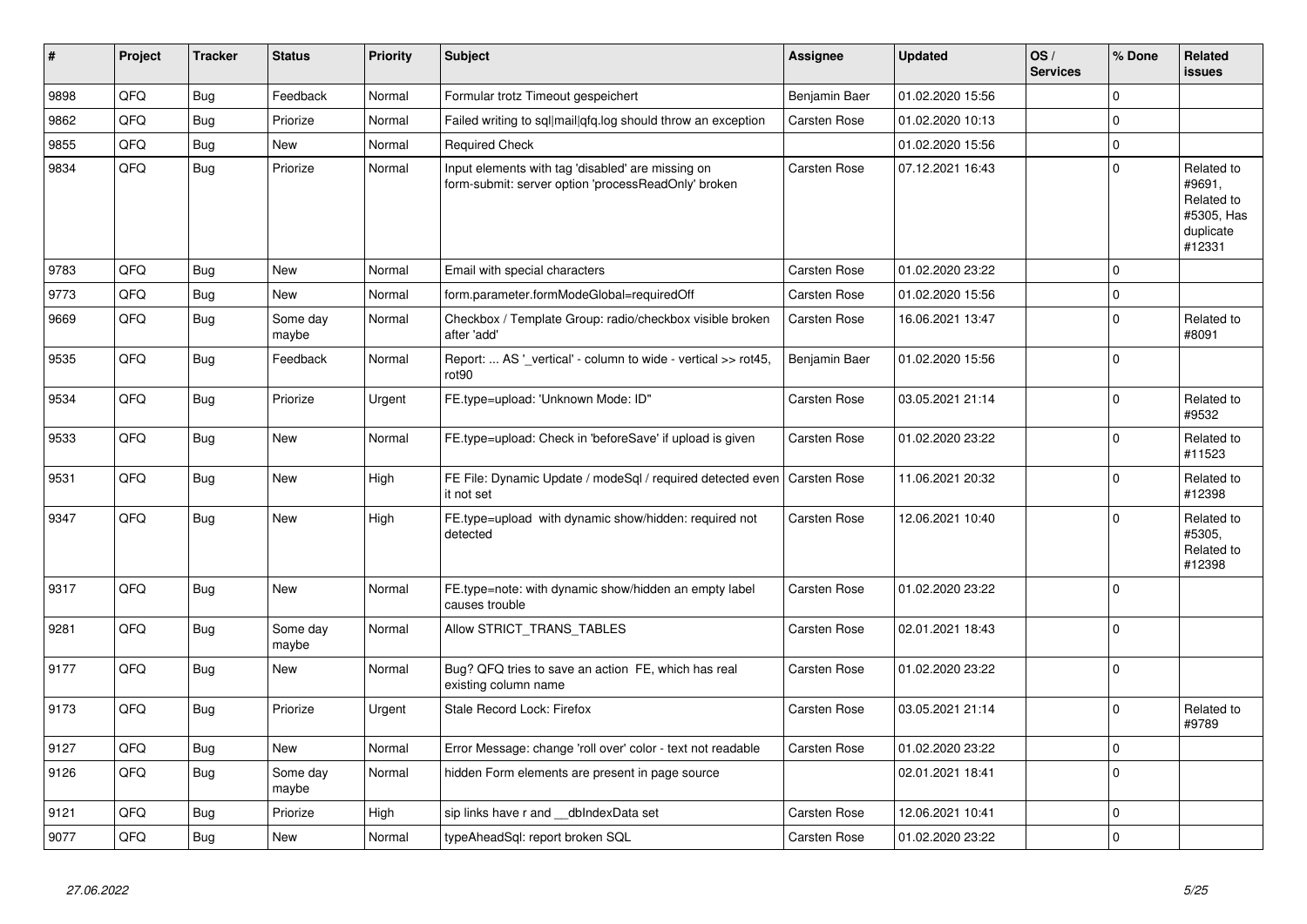| # | Project | Tracker | Status | Priority | Subject | Assignee | Updated | OS / Services | % Done | Related issues |
|---|---|---|---|---|---|---|---|---|---|---|
| 9898 | QFQ | Bug | Feedback | Normal | Formular trotz Timeout gespeichert | Benjamin Baer | 01.02.2020 15:56 | | 0 | |
| 9862 | QFQ | Bug | Priorize | Normal | Failed writing to sql\|mail\|qfq.log should throw an exception | Carsten Rose | 01.02.2020 10:13 | | 0 | |
| 9855 | QFQ | Bug | New | Normal | Required Check | | 01.02.2020 15:56 | | 0 | |
| 9834 | QFQ | Bug | Priorize | Normal | Input elements with tag 'disabled' are missing on form-submit: server option 'processReadOnly' broken | Carsten Rose | 07.12.2021 16:43 | | 0 | Related to #9691, Related to #5305, Has duplicate #12331 |
| 9783 | QFQ | Bug | New | Normal | Email with special characters | Carsten Rose | 01.02.2020 23:22 | | 0 | |
| 9773 | QFQ | Bug | New | Normal | form.parameter.formModeGlobal=requiredOff | Carsten Rose | 01.02.2020 15:56 | | 0 | |
| 9669 | QFQ | Bug | Some day maybe | Normal | Checkbox / Template Group: radio/checkbox visible broken after 'add' | Carsten Rose | 16.06.2021 13:47 | | 0 | Related to #8091 |
| 9535 | QFQ | Bug | Feedback | Normal | Report: ... AS '_vertical' - column to wide - vertical >> rot45, rot90 | Benjamin Baer | 01.02.2020 15:56 | | 0 | |
| 9534 | QFQ | Bug | Priorize | Urgent | FE.type=upload: 'Unknown Mode: ID" | Carsten Rose | 03.05.2021 21:14 | | 0 | Related to #9532 |
| 9533 | QFQ | Bug | New | Normal | FE.type=upload: Check in 'beforeSave' if upload is given | Carsten Rose | 01.02.2020 23:22 | | 0 | Related to #11523 |
| 9531 | QFQ | Bug | New | High | FE File: Dynamic Update / modeSql / required detected even it not set | Carsten Rose | 11.06.2021 20:32 | | 0 | Related to #12398 |
| 9347 | QFQ | Bug | New | High | FE.type=upload with dynamic show/hidden: required not detected | Carsten Rose | 12.06.2021 10:40 | | 0 | Related to #5305, Related to #12398 |
| 9317 | QFQ | Bug | New | Normal | FE.type=note: with dynamic show/hidden an empty label causes trouble | Carsten Rose | 01.02.2020 23:22 | | 0 | |
| 9281 | QFQ | Bug | Some day maybe | Normal | Allow STRICT_TRANS_TABLES | Carsten Rose | 02.01.2021 18:43 | | 0 | |
| 9177 | QFQ | Bug | New | Normal | Bug? QFQ tries to save an action FE, which has real existing column name | Carsten Rose | 01.02.2020 23:22 | | 0 | |
| 9173 | QFQ | Bug | Priorize | Urgent | Stale Record Lock: Firefox | Carsten Rose | 03.05.2021 21:14 | | 0 | Related to #9789 |
| 9127 | QFQ | Bug | New | Normal | Error Message: change 'roll over' color - text not readable | Carsten Rose | 01.02.2020 23:22 | | 0 | |
| 9126 | QFQ | Bug | Some day maybe | Normal | hidden Form elements are present in page source | | 02.01.2021 18:41 | | 0 | |
| 9121 | QFQ | Bug | Priorize | High | sip links have r and __dbIndexData set | Carsten Rose | 12.06.2021 10:41 | | 0 | |
| 9077 | QFQ | Bug | New | Normal | typeAheadSql: report broken SQL | Carsten Rose | 01.02.2020 23:22 | | 0 | |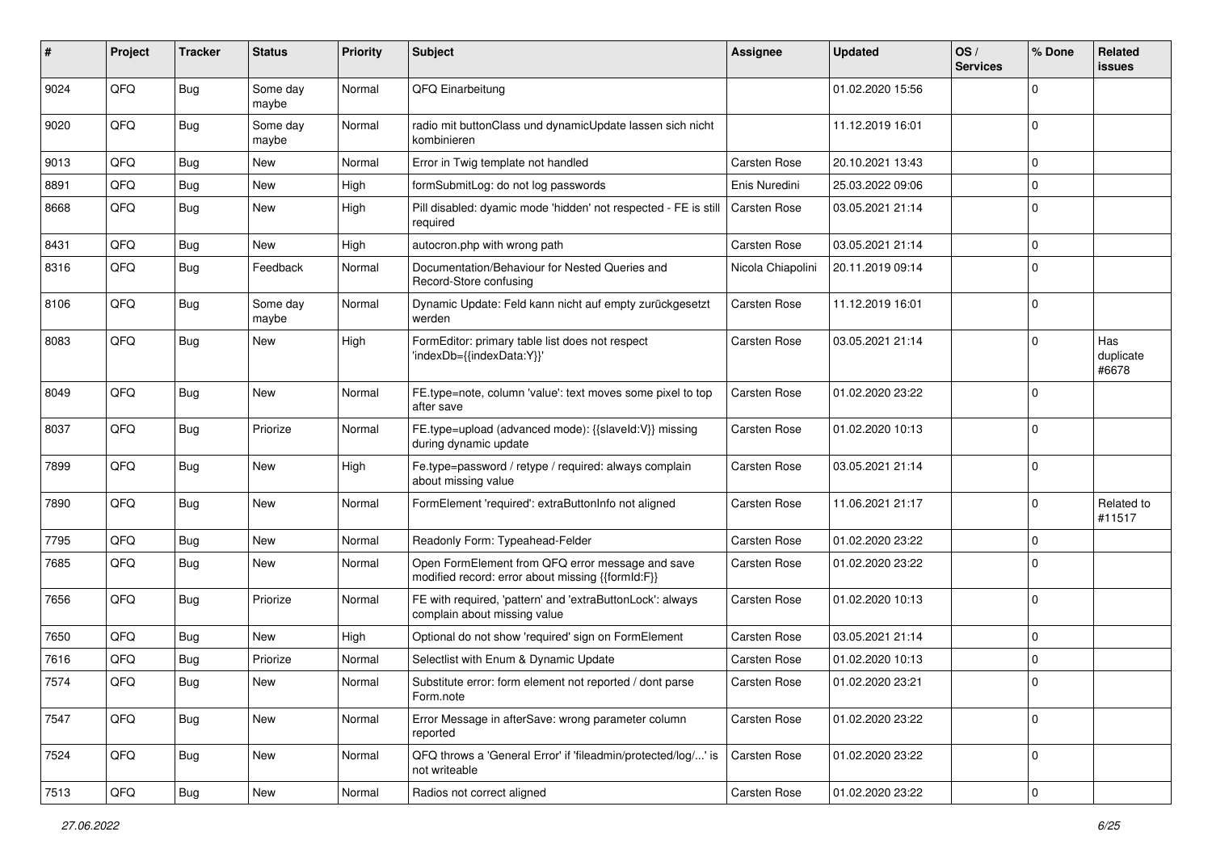| # | Project | Tracker | Status | Priority | Subject | Assignee | Updated | OS / Services | % Done | Related issues |
|---|---|---|---|---|---|---|---|---|---|---|
| 9024 | QFQ | Bug | Some day maybe | Normal | QFQ Einarbeitung | | 01.02.2020 15:56 | | 0 | |
| 9020 | QFQ | Bug | Some day maybe | Normal | radio mit buttonClass und dynamicUpdate lassen sich nicht kombinieren | | 11.12.2019 16:01 | | 0 | |
| 9013 | QFQ | Bug | New | Normal | Error in Twig template not handled | Carsten Rose | 20.10.2021 13:43 | | 0 | |
| 8891 | QFQ | Bug | New | High | formSubmitLog: do not log passwords | Enis Nuredini | 25.03.2022 09:06 | | 0 | |
| 8668 | QFQ | Bug | New | High | Pill disabled: dyamic mode 'hidden' not respected - FE is still required | Carsten Rose | 03.05.2021 21:14 | | 0 | |
| 8431 | QFQ | Bug | New | High | autocron.php with wrong path | Carsten Rose | 03.05.2021 21:14 | | 0 | |
| 8316 | QFQ | Bug | Feedback | Normal | Documentation/Behaviour for Nested Queries and Record-Store confusing | Nicola Chiapolini | 20.11.2019 09:14 | | 0 | |
| 8106 | QFQ | Bug | Some day maybe | Normal | Dynamic Update: Feld kann nicht auf empty zurückgesetzt werden | Carsten Rose | 11.12.2019 16:01 | | 0 | |
| 8083 | QFQ | Bug | New | High | FormEditor: primary table list does not respect 'indexDb={{indexData:Y}}' | Carsten Rose | 03.05.2021 21:14 | | 0 | Has duplicate #6678 |
| 8049 | QFQ | Bug | New | Normal | FE.type=note, column 'value': text moves some pixel to top after save | Carsten Rose | 01.02.2020 23:22 | | 0 | |
| 8037 | QFQ | Bug | Priorize | Normal | FE.type=upload (advanced mode): {{slaveId:V}} missing during dynamic update | Carsten Rose | 01.02.2020 10:13 | | 0 | |
| 7899 | QFQ | Bug | New | High | Fe.type=password / retype / required: always complain about missing value | Carsten Rose | 03.05.2021 21:14 | | 0 | |
| 7890 | QFQ | Bug | New | Normal | FormElement 'required': extraButtonInfo not aligned | Carsten Rose | 11.06.2021 21:17 | | 0 | Related to #11517 |
| 7795 | QFQ | Bug | New | Normal | Readonly Form: Typeahead-Felder | Carsten Rose | 01.02.2020 23:22 | | 0 | |
| 7685 | QFQ | Bug | New | Normal | Open FormElement from QFQ error message and save modified record: error about missing {{formId:F}} | Carsten Rose | 01.02.2020 23:22 | | 0 | |
| 7656 | QFQ | Bug | Priorize | Normal | FE with required, 'pattern' and 'extraButtonLock': always complain about missing value | Carsten Rose | 01.02.2020 10:13 | | 0 | |
| 7650 | QFQ | Bug | New | High | Optional do not show 'required' sign on FormElement | Carsten Rose | 03.05.2021 21:14 | | 0 | |
| 7616 | QFQ | Bug | Priorize | Normal | Selectlist with Enum & Dynamic Update | Carsten Rose | 01.02.2020 10:13 | | 0 | |
| 7574 | QFQ | Bug | New | Normal | Substitute error: form element not reported / dont parse Form.note | Carsten Rose | 01.02.2020 23:21 | | 0 | |
| 7547 | QFQ | Bug | New | Normal | Error Message in afterSave: wrong parameter column reported | Carsten Rose | 01.02.2020 23:22 | | 0 | |
| 7524 | QFQ | Bug | New | Normal | QFQ throws a 'General Error' if 'fileadmin/protected/log/...' is not writeable | Carsten Rose | 01.02.2020 23:22 | | 0 | |
| 7513 | QFQ | Bug | New | Normal | Radios not correct aligned | Carsten Rose | 01.02.2020 23:22 | | 0 | |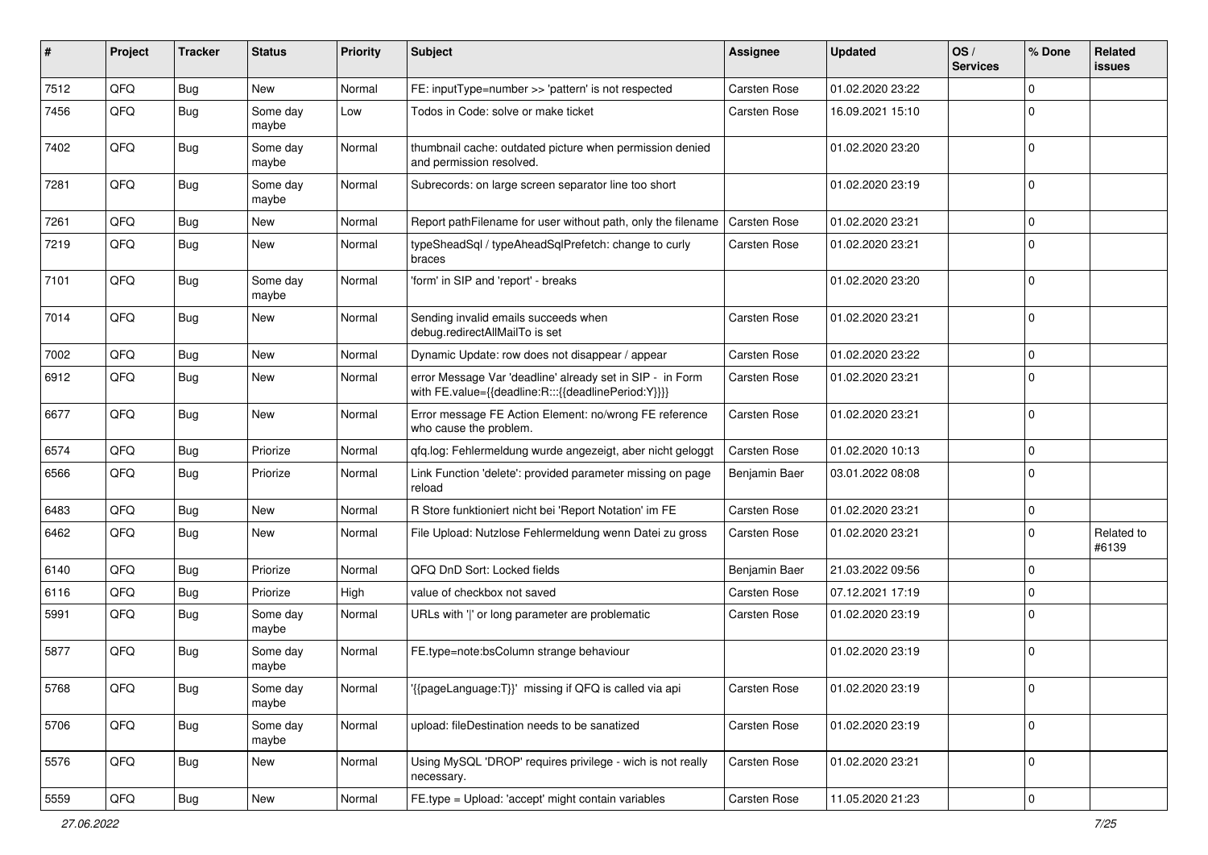| # | Project | Tracker | Status | Priority | Subject | Assignee | Updated | OS / Services | % Done | Related issues |
|---|---|---|---|---|---|---|---|---|---|---|
| 7512 | QFQ | Bug | New | Normal | FE: inputType=number >> 'pattern' is not respected | Carsten Rose | 01.02.2020 23:22 | | 0 | |
| 7456 | QFQ | Bug | Some day maybe | Low | Todos in Code: solve or make ticket | Carsten Rose | 16.09.2021 15:10 | | 0 | |
| 7402 | QFQ | Bug | Some day maybe | Normal | thumbnail cache: outdated picture when permission denied and permission resolved. | | 01.02.2020 23:20 | | 0 | |
| 7281 | QFQ | Bug | Some day maybe | Normal | Subrecords: on large screen separator line too short | | 01.02.2020 23:19 | | 0 | |
| 7261 | QFQ | Bug | New | Normal | Report pathFilename for user without path, only the filename | Carsten Rose | 01.02.2020 23:21 | | 0 | |
| 7219 | QFQ | Bug | New | Normal | typeSheadSql / typeAheadSqlPrefetch: change to curly braces | Carsten Rose | 01.02.2020 23:21 | | 0 | |
| 7101 | QFQ | Bug | Some day maybe | Normal | 'form' in SIP and 'report' - breaks | | 01.02.2020 23:20 | | 0 | |
| 7014 | QFQ | Bug | New | Normal | Sending invalid emails succeeds when debug.redirectAllMailTo is set | Carsten Rose | 01.02.2020 23:21 | | 0 | |
| 7002 | QFQ | Bug | New | Normal | Dynamic Update: row does not disappear / appear | Carsten Rose | 01.02.2020 23:22 | | 0 | |
| 6912 | QFQ | Bug | New | Normal | error Message Var 'deadline' already set in SIP - in Form with FE.value={{deadline:R:::{{deadlinePeriod:Y}}}} | Carsten Rose | 01.02.2020 23:21 | | 0 | |
| 6677 | QFQ | Bug | New | Normal | Error message FE Action Element: no/wrong FE reference who cause the problem. | Carsten Rose | 01.02.2020 23:21 | | 0 | |
| 6574 | QFQ | Bug | Priorize | Normal | qfq.log: Fehlermeldung wurde angezeigt, aber nicht geloggt | Carsten Rose | 01.02.2020 10:13 | | 0 | |
| 6566 | QFQ | Bug | Priorize | Normal | Link Function 'delete': provided parameter missing on page reload | Benjamin Baer | 03.01.2022 08:08 | | 0 | |
| 6483 | QFQ | Bug | New | Normal | R Store funktioniert nicht bei 'Report Notation' im FE | Carsten Rose | 01.02.2020 23:21 | | 0 | |
| 6462 | QFQ | Bug | New | Normal | File Upload: Nutzlose Fehlermeldung wenn Datei zu gross | Carsten Rose | 01.02.2020 23:21 | | 0 | Related to #6139 |
| 6140 | QFQ | Bug | Priorize | Normal | QFQ DnD Sort: Locked fields | Benjamin Baer | 21.03.2022 09:56 | | 0 | |
| 6116 | QFQ | Bug | Priorize | High | value of checkbox not saved | Carsten Rose | 07.12.2021 17:19 | | 0 | |
| 5991 | QFQ | Bug | Some day maybe | Normal | URLs with '&#124;' or long parameter are problematic | Carsten Rose | 01.02.2020 23:19 | | 0 | |
| 5877 | QFQ | Bug | Some day maybe | Normal | FE.type=note:bsColumn strange behaviour | | 01.02.2020 23:19 | | 0 | |
| 5768 | QFQ | Bug | Some day maybe | Normal | '{{pageLanguage:T}}' missing if QFQ is called via api | Carsten Rose | 01.02.2020 23:19 | | 0 | |
| 5706 | QFQ | Bug | Some day maybe | Normal | upload: fileDestination needs to be sanatized | Carsten Rose | 01.02.2020 23:19 | | 0 | |
| 5576 | QFQ | Bug | New | Normal | Using MySQL 'DROP' requires privilege - wich is not really necessary. | Carsten Rose | 01.02.2020 23:21 | | 0 | |
| 5559 | QFQ | Bug | New | Normal | FE.type = Upload: 'accept' might contain variables | Carsten Rose | 11.05.2020 21:23 | | 0 | |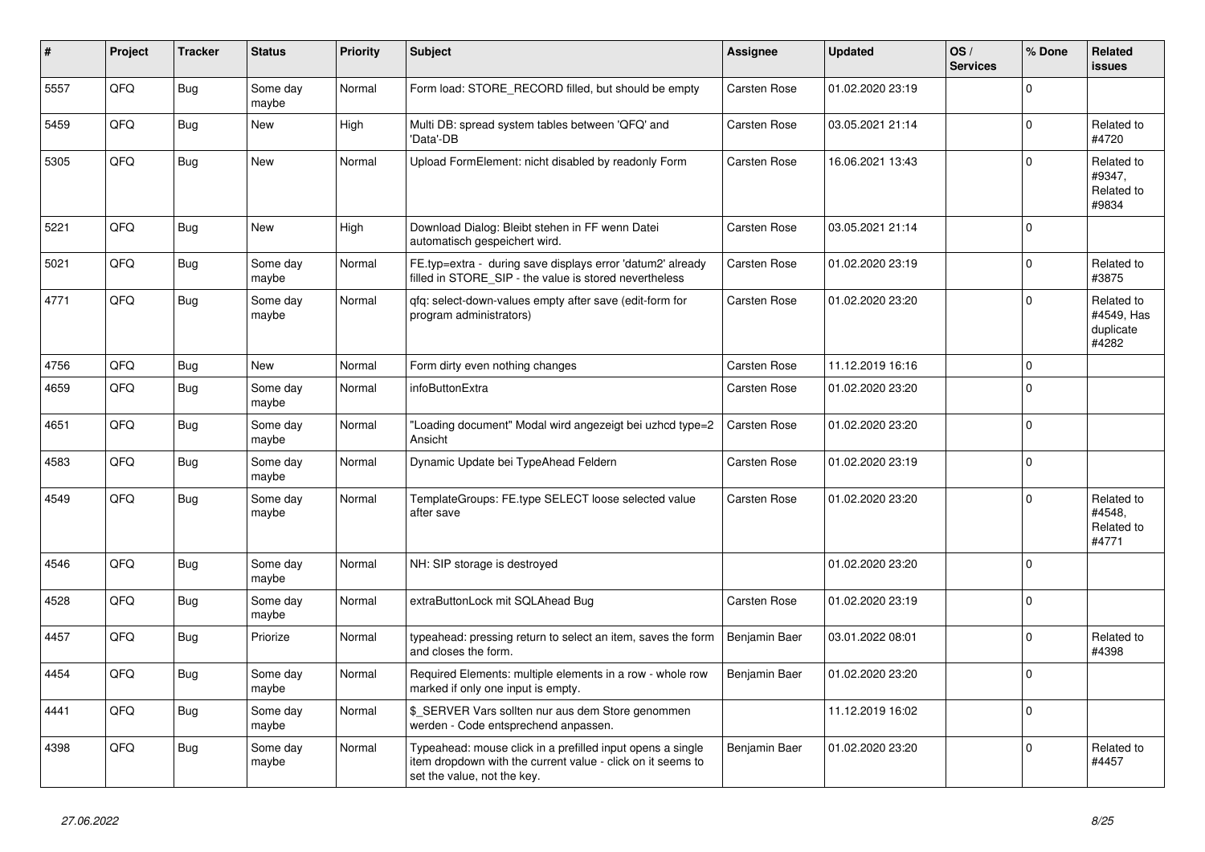| # | Project | Tracker | Status | Priority | Subject | Assignee | Updated | OS / Services | % Done | Related issues |
|---|---|---|---|---|---|---|---|---|---|---|
| 5557 | QFQ | Bug | Some day maybe | Normal | Form load: STORE_RECORD filled, but should be empty | Carsten Rose | 01.02.2020 23:19 | | 0 | |
| 5459 | QFQ | Bug | New | High | Multi DB: spread system tables between 'QFQ' and 'Data'-DB | Carsten Rose | 03.05.2021 21:14 | | 0 | Related to #4720 |
| 5305 | QFQ | Bug | New | Normal | Upload FormElement: nicht disabled by readonly Form | Carsten Rose | 16.06.2021 13:43 | | 0 | Related to #9347, Related to #9834 |
| 5221 | QFQ | Bug | New | High | Download Dialog: Bleibt stehen in FF wenn Datei automatisch gespeichert wird. | Carsten Rose | 03.05.2021 21:14 | | 0 | |
| 5021 | QFQ | Bug | Some day maybe | Normal | FE.typ=extra - during save displays error 'datum2' already filled in STORE_SIP - the value is stored nevertheless | Carsten Rose | 01.02.2020 23:19 | | 0 | Related to #3875 |
| 4771 | QFQ | Bug | Some day maybe | Normal | qfq: select-down-values empty after save (edit-form for program administrators) | Carsten Rose | 01.02.2020 23:20 | | 0 | Related to #4549, Has duplicate #4282 |
| 4756 | QFQ | Bug | New | Normal | Form dirty even nothing changes | Carsten Rose | 11.12.2019 16:16 | | 0 | |
| 4659 | QFQ | Bug | Some day maybe | Normal | infoButtonExtra | Carsten Rose | 01.02.2020 23:20 | | 0 | |
| 4651 | QFQ | Bug | Some day maybe | Normal | "Loading document" Modal wird angezeigt bei uzhcd type=2 Ansicht | Carsten Rose | 01.02.2020 23:20 | | 0 | |
| 4583 | QFQ | Bug | Some day maybe | Normal | Dynamic Update bei TypeAhead Feldern | Carsten Rose | 01.02.2020 23:19 | | 0 | |
| 4549 | QFQ | Bug | Some day maybe | Normal | TemplateGroups: FE.type SELECT loose selected value after save | Carsten Rose | 01.02.2020 23:20 | | 0 | Related to #4548, Related to #4771 |
| 4546 | QFQ | Bug | Some day maybe | Normal | NH: SIP storage is destroyed | | 01.02.2020 23:20 | | 0 | |
| 4528 | QFQ | Bug | Some day maybe | Normal | extraButtonLock mit SQLAhead Bug | Carsten Rose | 01.02.2020 23:19 | | 0 | |
| 4457 | QFQ | Bug | Priorize | Normal | typeahead: pressing return to select an item, saves the form and closes the form. | Benjamin Baer | 03.01.2022 08:01 | | 0 | Related to #4398 |
| 4454 | QFQ | Bug | Some day maybe | Normal | Required Elements: multiple elements in a row - whole row marked if only one input is empty. | Benjamin Baer | 01.02.2020 23:20 | | 0 | |
| 4441 | QFQ | Bug | Some day maybe | Normal | $_SERVER Vars sollten nur aus dem Store genommen werden - Code entsprechend anpassen. | | 11.12.2019 16:02 | | 0 | |
| 4398 | QFQ | Bug | Some day maybe | Normal | Typeahead: mouse click in a prefilled input opens a single item dropdown with the current value - click on it seems to set the value, not the key. | Benjamin Baer | 01.02.2020 23:20 | | 0 | Related to #4457 |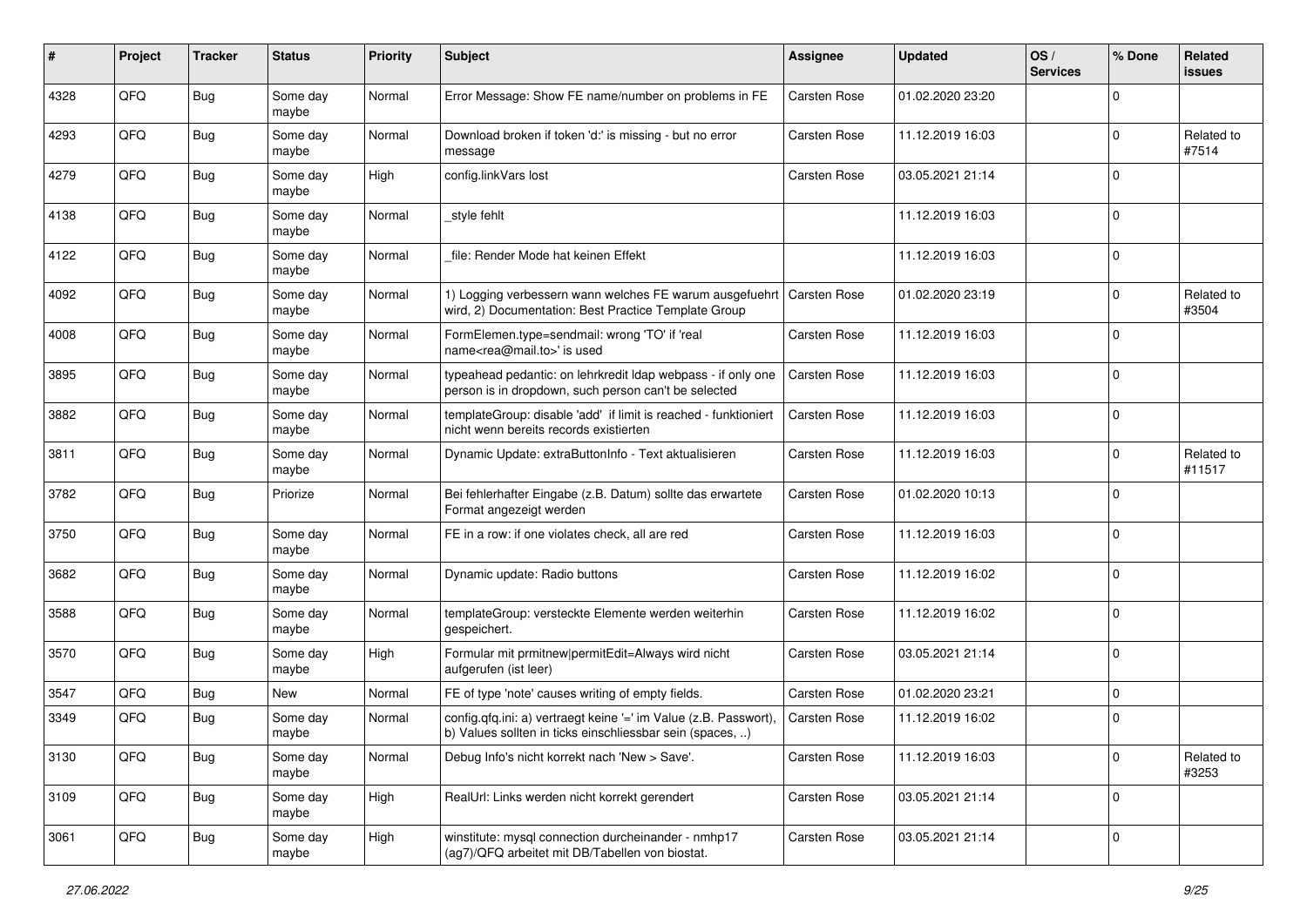| # | Project | Tracker | Status | Priority | Subject | Assignee | Updated | OS / Services | % Done | Related issues |
|---|---|---|---|---|---|---|---|---|---|---|
| 4328 | QFQ | Bug | Some day maybe | Normal | Error Message: Show FE name/number on problems in FE | Carsten Rose | 01.02.2020 23:20 | | 0 | |
| 4293 | QFQ | Bug | Some day maybe | Normal | Download broken if token 'd:' is missing - but no error message | Carsten Rose | 11.12.2019 16:03 | | 0 | Related to #7514 |
| 4279 | QFQ | Bug | Some day maybe | High | config.linkVars lost | Carsten Rose | 03.05.2021 21:14 | | 0 | |
| 4138 | QFQ | Bug | Some day maybe | Normal | _style fehlt | | 11.12.2019 16:03 | | 0 | |
| 4122 | QFQ | Bug | Some day maybe | Normal | _file: Render Mode hat keinen Effekt | | 11.12.2019 16:03 | | 0 | |
| 4092 | QFQ | Bug | Some day maybe | Normal | 1) Logging verbessern wann welches FE warum ausgefuehrt wird, 2) Documentation: Best Practice Template Group | Carsten Rose | 01.02.2020 23:19 | | 0 | Related to #3504 |
| 4008 | QFQ | Bug | Some day maybe | Normal | FormElemen.type=sendmail: wrong 'TO' if 'real name<rea@mail.to>' is used | Carsten Rose | 11.12.2019 16:03 | | 0 | |
| 3895 | QFQ | Bug | Some day maybe | Normal | typeahead pedantic: on lehrkredit ldap webpass - if only one person is in dropdown, such person can't be selected | Carsten Rose | 11.12.2019 16:03 | | 0 | |
| 3882 | QFQ | Bug | Some day maybe | Normal | templateGroup: disable 'add' if limit is reached - funktioniert nicht wenn bereits records existierten | Carsten Rose | 11.12.2019 16:03 | | 0 | |
| 3811 | QFQ | Bug | Some day maybe | Normal | Dynamic Update: extraButtonInfo - Text aktualisieren | Carsten Rose | 11.12.2019 16:03 | | 0 | Related to #11517 |
| 3782 | QFQ | Bug | Priorize | Normal | Bei fehlerhafter Eingabe (z.B. Datum) sollte das erwartete Format angezeigt werden | Carsten Rose | 01.02.2020 10:13 | | 0 | |
| 3750 | QFQ | Bug | Some day maybe | Normal | FE in a row: if one violates check, all are red | Carsten Rose | 11.12.2019 16:03 | | 0 | |
| 3682 | QFQ | Bug | Some day maybe | Normal | Dynamic update: Radio buttons | Carsten Rose | 11.12.2019 16:02 | | 0 | |
| 3588 | QFQ | Bug | Some day maybe | Normal | templateGroup: versteckte Elemente werden weiterhin gespeichert. | Carsten Rose | 11.12.2019 16:02 | | 0 | |
| 3570 | QFQ | Bug | Some day maybe | High | Formular mit prmitnew\|permitEdit=Always wird nicht aufgerufen (ist leer) | Carsten Rose | 03.05.2021 21:14 | | 0 | |
| 3547 | QFQ | Bug | New | Normal | FE of type 'note' causes writing of empty fields. | Carsten Rose | 01.02.2020 23:21 | | 0 | |
| 3349 | QFQ | Bug | Some day maybe | Normal | config.qfq.ini: a) vertraegt keine '=' im Value (z.B. Passwort), b) Values sollten in ticks einschliessbar sein (spaces, ..) | Carsten Rose | 11.12.2019 16:02 | | 0 | |
| 3130 | QFQ | Bug | Some day maybe | Normal | Debug Info's nicht korrekt nach 'New > Save'. | Carsten Rose | 11.12.2019 16:03 | | 0 | Related to #3253 |
| 3109 | QFQ | Bug | Some day maybe | High | RealUrl: Links werden nicht korrekt gerendert | Carsten Rose | 03.05.2021 21:14 | | 0 | |
| 3061 | QFQ | Bug | Some day maybe | High | winstitute: mysql connection durcheinander - nmhp17 (ag7)/QFQ arbeitet mit DB/Tabellen von biostat. | Carsten Rose | 03.05.2021 21:14 | | 0 | |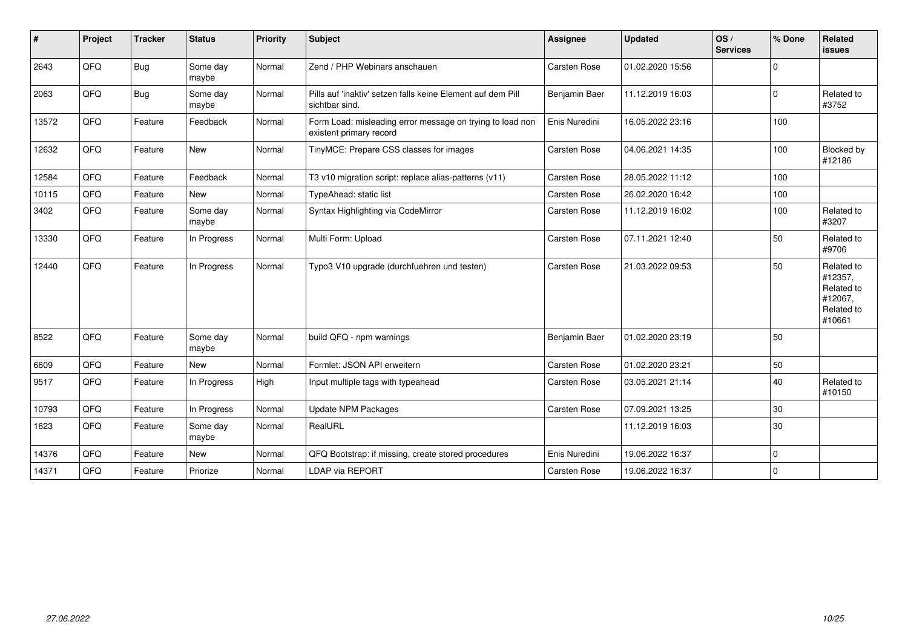| # | Project | Tracker | Status | Priority | Subject | Assignee | Updated | OS / Services | % Done | Related issues |
|---|---|---|---|---|---|---|---|---|---|---|
| 2643 | QFQ | Bug | Some day maybe | Normal | Zend / PHP Webinars anschauen | Carsten Rose | 01.02.2020 15:56 | | 0 | |
| 2063 | QFQ | Bug | Some day maybe | Normal | Pills auf 'inaktiv' setzen falls keine Element auf dem Pill sichtbar sind. | Benjamin Baer | 11.12.2019 16:03 | | 0 | Related to #3752 |
| 13572 | QFQ | Feature | Feedback | Normal | Form Load: misleading error message on trying to load non existent primary record | Enis Nuredini | 16.05.2022 23:16 | | 100 | |
| 12632 | QFQ | Feature | New | Normal | TinyMCE: Prepare CSS classes for images | Carsten Rose | 04.06.2021 14:35 | | 100 | Blocked by #12186 |
| 12584 | QFQ | Feature | Feedback | Normal | T3 v10 migration script: replace alias-patterns (v11) | Carsten Rose | 28.05.2022 11:12 | | 100 | |
| 10115 | QFQ | Feature | New | Normal | TypeAhead: static list | Carsten Rose | 26.02.2020 16:42 | | 100 | |
| 3402 | QFQ | Feature | Some day maybe | Normal | Syntax Highlighting via CodeMirror | Carsten Rose | 11.12.2019 16:02 | | 100 | Related to #3207 |
| 13330 | QFQ | Feature | In Progress | Normal | Multi Form: Upload | Carsten Rose | 07.11.2021 12:40 | | 50 | Related to #9706 |
| 12440 | QFQ | Feature | In Progress | Normal | Typo3 V10 upgrade (durchfuehren und testen) | Carsten Rose | 21.03.2022 09:53 | | 50 | Related to #12357, Related to #12067, Related to #10661 |
| 8522 | QFQ | Feature | Some day maybe | Normal | build QFQ - npm warnings | Benjamin Baer | 01.02.2020 23:19 | | 50 | |
| 6609 | QFQ | Feature | New | Normal | Formlet: JSON API erweitern | Carsten Rose | 01.02.2020 23:21 | | 50 | |
| 9517 | QFQ | Feature | In Progress | High | Input multiple tags with typeahead | Carsten Rose | 03.05.2021 21:14 | | 40 | Related to #10150 |
| 10793 | QFQ | Feature | In Progress | Normal | Update NPM Packages | Carsten Rose | 07.09.2021 13:25 | | 30 | |
| 1623 | QFQ | Feature | Some day maybe | Normal | RealURL | | 11.12.2019 16:03 | | 30 | |
| 14376 | QFQ | Feature | New | Normal | QFQ Bootstrap: if missing, create stored procedures | Enis Nuredini | 19.06.2022 16:37 | | 0 | |
| 14371 | QFQ | Feature | Priorize | Normal | LDAP via REPORT | Carsten Rose | 19.06.2022 16:37 | | 0 | |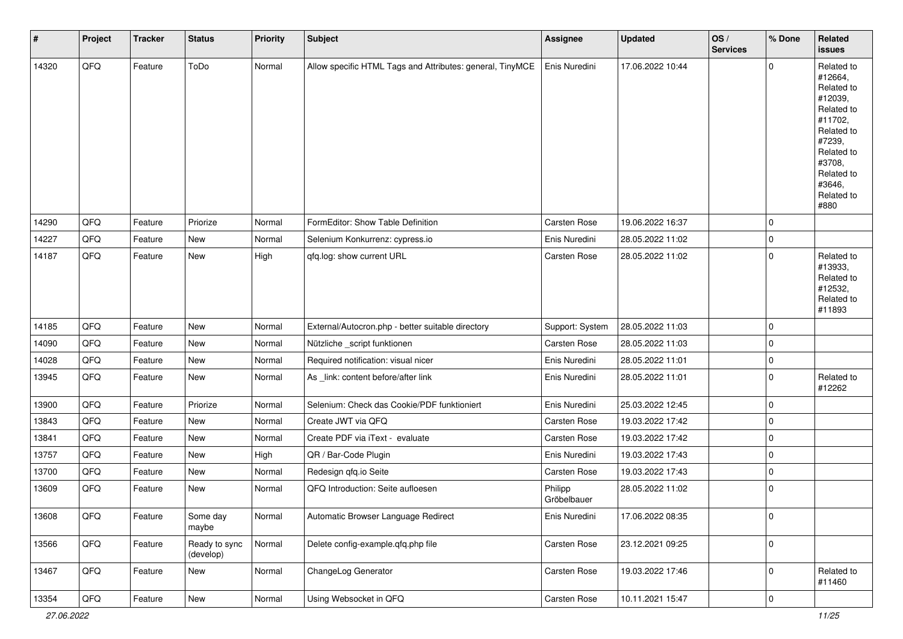| # | Project | Tracker | Status | Priority | Subject | Assignee | Updated | OS / Services | % Done | Related issues |
|---|---|---|---|---|---|---|---|---|---|---|
| 14320 | QFQ | Feature | ToDo | Normal | Allow specific HTML Tags and Attributes: general, TinyMCE | Enis Nuredini | 17.06.2022 10:44 | | 0 | Related to #12664, Related to #12039, Related to #11702, Related to #7239, Related to #3708, Related to #3646, Related to #880 |
| 14290 | QFQ | Feature | Priorize | Normal | FormEditor: Show Table Definition | Carsten Rose | 19.06.2022 16:37 | | 0 | |
| 14227 | QFQ | Feature | New | Normal | Selenium Konkurrenz: cypress.io | Enis Nuredini | 28.05.2022 11:02 | | 0 | |
| 14187 | QFQ | Feature | New | High | qfq.log: show current URL | Carsten Rose | 28.05.2022 11:02 | | 0 | Related to #13933, Related to #12532, Related to #11893 |
| 14185 | QFQ | Feature | New | Normal | External/Autocron.php - better suitable directory | Support: System | 28.05.2022 11:03 | | 0 | |
| 14090 | QFQ | Feature | New | Normal | Nützliche _script funktionen | Carsten Rose | 28.05.2022 11:03 | | 0 | |
| 14028 | QFQ | Feature | New | Normal | Required notification: visual nicer | Enis Nuredini | 28.05.2022 11:01 | | 0 | |
| 13945 | QFQ | Feature | New | Normal | As _link: content before/after link | Enis Nuredini | 28.05.2022 11:01 | | 0 | Related to #12262 |
| 13900 | QFQ | Feature | Priorize | Normal | Selenium: Check das Cookie/PDF funktioniert | Enis Nuredini | 25.03.2022 12:45 | | 0 | |
| 13843 | QFQ | Feature | New | Normal | Create JWT via QFQ | Carsten Rose | 19.03.2022 17:42 | | 0 | |
| 13841 | QFQ | Feature | New | Normal | Create PDF via iText - evaluate | Carsten Rose | 19.03.2022 17:42 | | 0 | |
| 13757 | QFQ | Feature | New | High | QR / Bar-Code Plugin | Enis Nuredini | 19.03.2022 17:43 | | 0 | |
| 13700 | QFQ | Feature | New | Normal | Redesign qfq.io Seite | Carsten Rose | 19.03.2022 17:43 | | 0 | |
| 13609 | QFQ | Feature | New | Normal | QFQ Introduction: Seite aufloesen | Philipp Gröbelbauer | 28.05.2022 11:02 | | 0 | |
| 13608 | QFQ | Feature | Some day maybe | Normal | Automatic Browser Language Redirect | Enis Nuredini | 17.06.2022 08:35 | | 0 | |
| 13566 | QFQ | Feature | Ready to sync (develop) | Normal | Delete config-example.qfq.php file | Carsten Rose | 23.12.2021 09:25 | | 0 | |
| 13467 | QFQ | Feature | New | Normal | ChangeLog Generator | Carsten Rose | 19.03.2022 17:46 | | 0 | Related to #11460 |
| 13354 | QFQ | Feature | New | Normal | Using Websocket in QFQ | Carsten Rose | 10.11.2021 15:47 | | 0 | |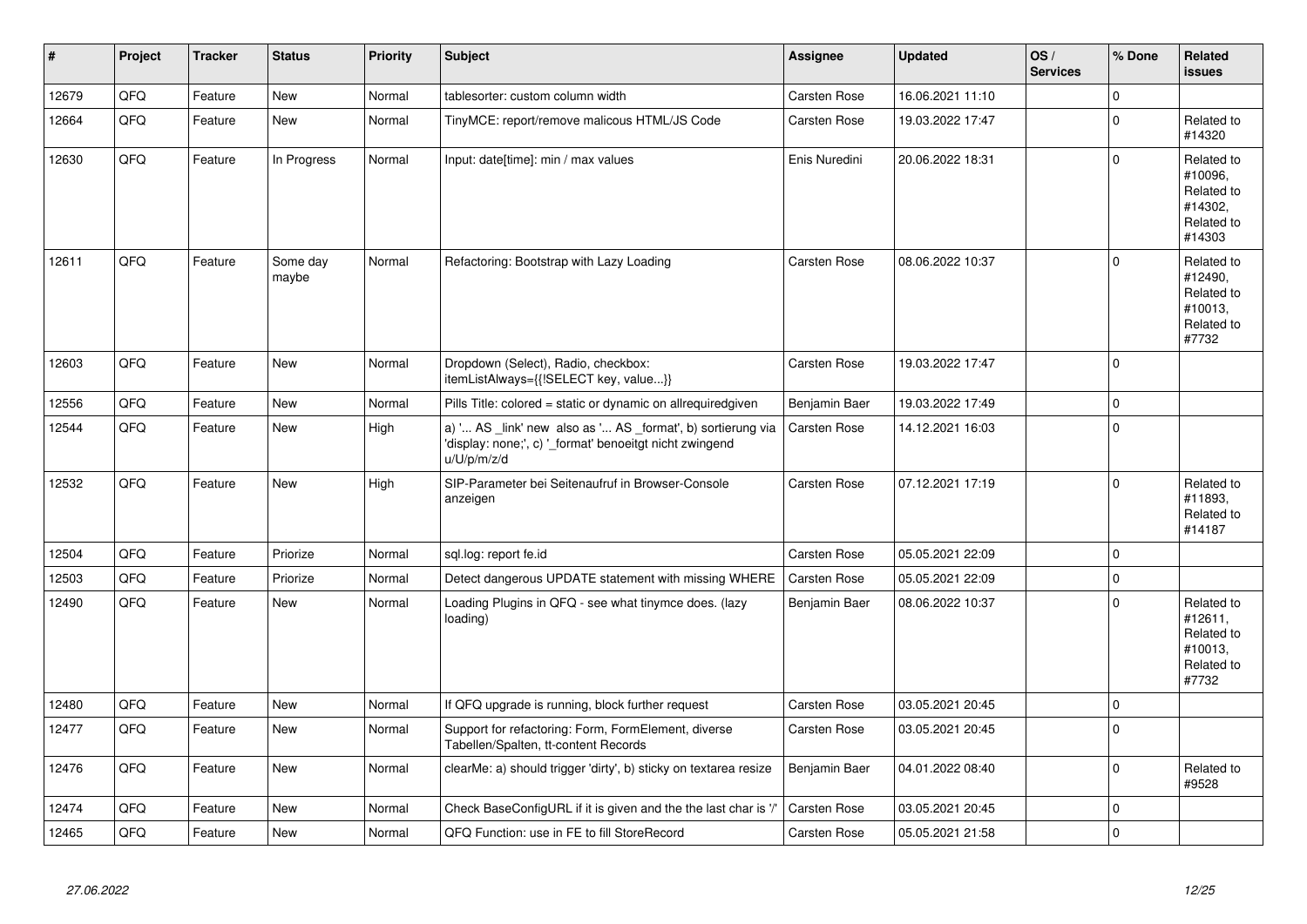| # | Project | Tracker | Status | Priority | Subject | Assignee | Updated | OS / Services | % Done | Related issues |
|---|---|---|---|---|---|---|---|---|---|---|
| 12679 | QFQ | Feature | New | Normal | tablesorter: custom column width | Carsten Rose | 16.06.2021 11:10 | | 0 | |
| 12664 | QFQ | Feature | New | Normal | TinyMCE: report/remove malicous HTML/JS Code | Carsten Rose | 19.03.2022 17:47 | | 0 | Related to #14320 |
| 12630 | QFQ | Feature | In Progress | Normal | Input: date[time]: min / max values | Enis Nuredini | 20.06.2022 18:31 | | 0 | Related to #10096, Related to #14302, Related to #14303 |
| 12611 | QFQ | Feature | Some day maybe | Normal | Refactoring: Bootstrap with Lazy Loading | Carsten Rose | 08.06.2022 10:37 | | 0 | Related to #12490, Related to #10013, Related to #7732 |
| 12603 | QFQ | Feature | New | Normal | Dropdown (Select), Radio, checkbox: itemListAlways={{!SELECT key, value...}} | Carsten Rose | 19.03.2022 17:47 | | 0 | |
| 12556 | QFQ | Feature | New | Normal | Pills Title: colored = static or dynamic on allrequiredgiven | Benjamin Baer | 19.03.2022 17:49 | | 0 | |
| 12544 | QFQ | Feature | New | High | a) '... AS _link' new also as '... AS _format', b) sortierung via 'display: none;', c) '_format' benoeitgt nicht zwingend u/U/p/m/z/d | Carsten Rose | 14.12.2021 16:03 | | 0 | |
| 12532 | QFQ | Feature | New | High | SIP-Parameter bei Seitenaufruf in Browser-Console anzeigen | Carsten Rose | 07.12.2021 17:19 | | 0 | Related to #11893, Related to #14187 |
| 12504 | QFQ | Feature | Priorize | Normal | sql.log: report fe.id | Carsten Rose | 05.05.2021 22:09 | | 0 | |
| 12503 | QFQ | Feature | Priorize | Normal | Detect dangerous UPDATE statement with missing WHERE | Carsten Rose | 05.05.2021 22:09 | | 0 | |
| 12490 | QFQ | Feature | New | Normal | Loading Plugins in QFQ - see what tinymce does. (lazy loading) | Benjamin Baer | 08.06.2022 10:37 | | 0 | Related to #12611, Related to #10013, Related to #7732 |
| 12480 | QFQ | Feature | New | Normal | If QFQ upgrade is running, block further request | Carsten Rose | 03.05.2021 20:45 | | 0 | |
| 12477 | QFQ | Feature | New | Normal | Support for refactoring: Form, FormElement, diverse Tabellen/Spalten, tt-content Records | Carsten Rose | 03.05.2021 20:45 | | 0 | |
| 12476 | QFQ | Feature | New | Normal | clearMe: a) should trigger 'dirty', b) sticky on textarea resize | Benjamin Baer | 04.01.2022 08:40 | | 0 | Related to #9528 |
| 12474 | QFQ | Feature | New | Normal | Check BaseConfigURL if it is given and the the last char is '/' | Carsten Rose | 03.05.2021 20:45 | | 0 | |
| 12465 | QFQ | Feature | New | Normal | QFQ Function: use in FE to fill StoreRecord | Carsten Rose | 05.05.2021 21:58 | | 0 | |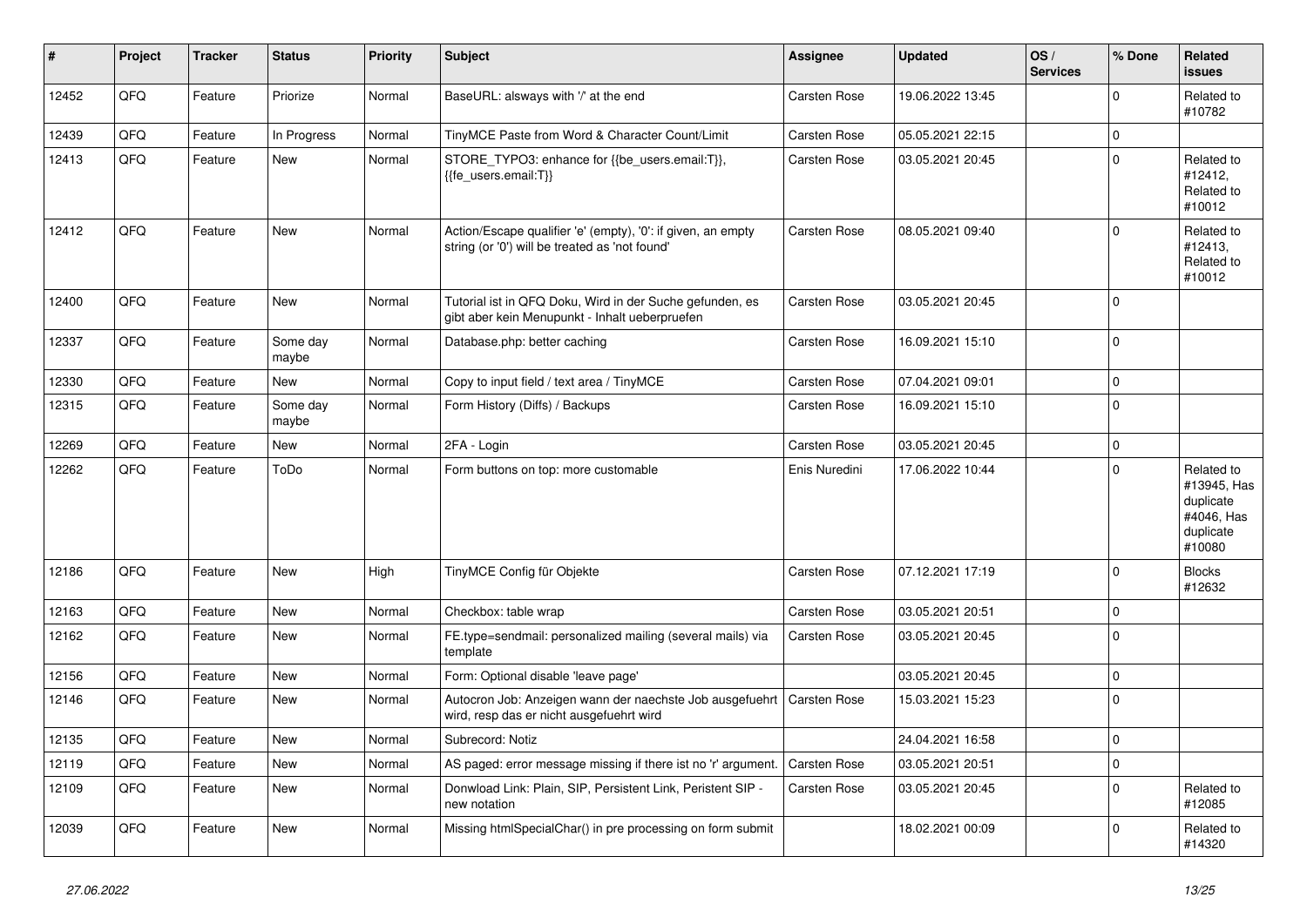| # | Project | Tracker | Status | Priority | Subject | Assignee | Updated | OS / Services | % Done | Related issues |
|---|---|---|---|---|---|---|---|---|---|---|
| 12452 | QFQ | Feature | Priorize | Normal | BaseURL: alsways with '/' at the end | Carsten Rose | 19.06.2022 13:45 | | 0 | Related to #10782 |
| 12439 | QFQ | Feature | In Progress | Normal | TinyMCE Paste from Word & Character Count/Limit | Carsten Rose | 05.05.2021 22:15 | | 0 | |
| 12413 | QFQ | Feature | New | Normal | STORE_TYPO3: enhance for {{be_users.email:T}}, {{fe_users.email:T}} | Carsten Rose | 03.05.2021 20:45 | | 0 | Related to #12412, Related to #10012 |
| 12412 | QFQ | Feature | New | Normal | Action/Escape qualifier 'e' (empty), '0': if given, an empty string (or '0') will be treated as 'not found' | Carsten Rose | 08.05.2021 09:40 | | 0 | Related to #12413, Related to #10012 |
| 12400 | QFQ | Feature | New | Normal | Tutorial ist in QFQ Doku, Wird in der Suche gefunden, es gibt aber kein Menupunkt - Inhalt ueberpruefen | Carsten Rose | 03.05.2021 20:45 | | 0 | |
| 12337 | QFQ | Feature | Some day maybe | Normal | Database.php: better caching | Carsten Rose | 16.09.2021 15:10 | | 0 | |
| 12330 | QFQ | Feature | New | Normal | Copy to input field / text area / TinyMCE | Carsten Rose | 07.04.2021 09:01 | | 0 | |
| 12315 | QFQ | Feature | Some day maybe | Normal | Form History (Diffs) / Backups | Carsten Rose | 16.09.2021 15:10 | | 0 | |
| 12269 | QFQ | Feature | New | Normal | 2FA - Login | Carsten Rose | 03.05.2021 20:45 | | 0 | |
| 12262 | QFQ | Feature | ToDo | Normal | Form buttons on top: more customable | Enis Nuredini | 17.06.2022 10:44 | | 0 | Related to #13945, Has duplicate #4046, Has duplicate #10080 |
| 12186 | QFQ | Feature | New | High | TinyMCE Config für Objekte | Carsten Rose | 07.12.2021 17:19 | | 0 | Blocks #12632 |
| 12163 | QFQ | Feature | New | Normal | Checkbox: table wrap | Carsten Rose | 03.05.2021 20:51 | | 0 | |
| 12162 | QFQ | Feature | New | Normal | FE.type=sendmail: personalized mailing (several mails) via template | Carsten Rose | 03.05.2021 20:45 | | 0 | |
| 12156 | QFQ | Feature | New | Normal | Form: Optional disable 'leave page' | | 03.05.2021 20:45 | | 0 | |
| 12146 | QFQ | Feature | New | Normal | Autocron Job: Anzeigen wann der naechste Job ausgefuehrt wird, resp das er nicht ausgefuehrt wird | Carsten Rose | 15.03.2021 15:23 | | 0 | |
| 12135 | QFQ | Feature | New | Normal | Subrecord: Notiz | | 24.04.2021 16:58 | | 0 | |
| 12119 | QFQ | Feature | New | Normal | AS paged: error message missing if there ist no 'r' argument. | Carsten Rose | 03.05.2021 20:51 | | 0 | |
| 12109 | QFQ | Feature | New | Normal | Donwload Link: Plain, SIP, Persistent Link, Peristent SIP - new notation | Carsten Rose | 03.05.2021 20:45 | | 0 | Related to #12085 |
| 12039 | QFQ | Feature | New | Normal | Missing htmlSpecialChar() in pre processing on form submit | | 18.02.2021 00:09 | | 0 | Related to #14320 |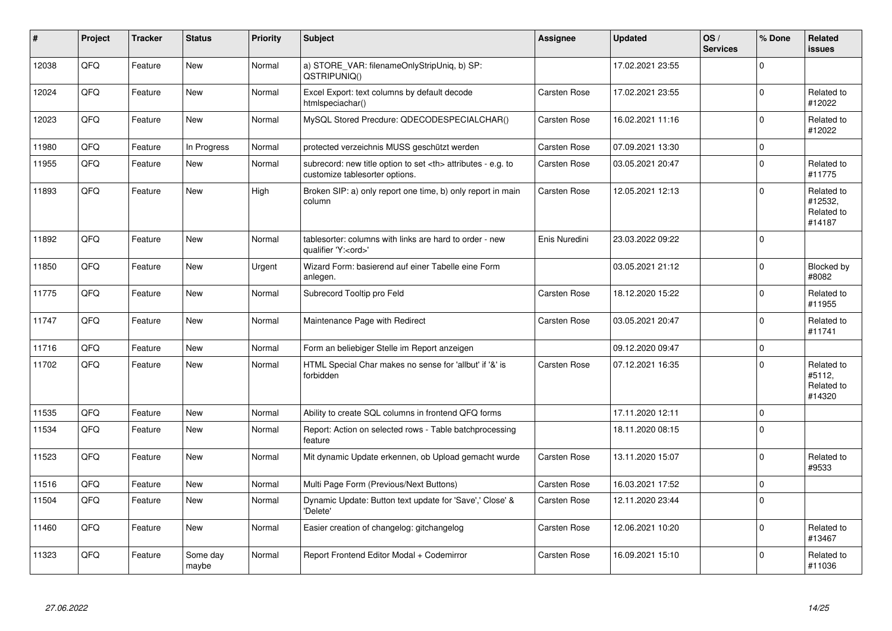| # | Project | Tracker | Status | Priority | Subject | Assignee | Updated | OS / Services | % Done | Related issues |
|---|---|---|---|---|---|---|---|---|---|---|
| 12038 | QFQ | Feature | New | Normal | a) STORE_VAR: filenameOnlyStripUniq, b) SP: QSTRIPUNIQ() | | 17.02.2021 23:55 | | 0 | |
| 12024 | QFQ | Feature | New | Normal | Excel Export: text columns by default decode htmlspeciachar() | Carsten Rose | 17.02.2021 23:55 | | 0 | Related to #12022 |
| 12023 | QFQ | Feature | New | Normal | MySQL Stored Precdure: QDECODESPECIALCHAR() | Carsten Rose | 16.02.2021 11:16 | | 0 | Related to #12022 |
| 11980 | QFQ | Feature | In Progress | Normal | protected verzeichnis MUSS geschützt werden | Carsten Rose | 07.09.2021 13:30 | | 0 | |
| 11955 | QFQ | Feature | New | Normal | subrecord: new title option to set <th> attributes - e.g. to customize tablesorter options. | Carsten Rose | 03.05.2021 20:47 | | 0 | Related to #11775 |
| 11893 | QFQ | Feature | New | High | Broken SIP: a) only report one time, b) only report in main column | Carsten Rose | 12.05.2021 12:13 | | 0 | Related to #12532, Related to #14187 |
| 11892 | QFQ | Feature | New | Normal | tablesorter: columns with links are hard to order - new qualifier 'Y:<ord>' | Enis Nuredini | 23.03.2022 09:22 | | 0 | |
| 11850 | QFQ | Feature | New | Urgent | Wizard Form: basierend auf einer Tabelle eine Form anlegen. | | 03.05.2021 21:12 | | 0 | Blocked by #8082 |
| 11775 | QFQ | Feature | New | Normal | Subrecord Tooltip pro Feld | Carsten Rose | 18.12.2020 15:22 | | 0 | Related to #11955 |
| 11747 | QFQ | Feature | New | Normal | Maintenance Page with Redirect | Carsten Rose | 03.05.2021 20:47 | | 0 | Related to #11741 |
| 11716 | QFQ | Feature | New | Normal | Form an beliebiger Stelle im Report anzeigen | | 09.12.2020 09:47 | | 0 | |
| 11702 | QFQ | Feature | New | Normal | HTML Special Char makes no sense for 'allbut' if '&' is forbidden | Carsten Rose | 07.12.2021 16:35 | | 0 | Related to #5112, Related to #14320 |
| 11535 | QFQ | Feature | New | Normal | Ability to create SQL columns in frontend QFQ forms | | 17.11.2020 12:11 | | 0 | |
| 11534 | QFQ | Feature | New | Normal | Report: Action on selected rows - Table batchprocessing feature | | 18.11.2020 08:15 | | 0 | |
| 11523 | QFQ | Feature | New | Normal | Mit dynamic Update erkennen, ob Upload gemacht wurde | Carsten Rose | 13.11.2020 15:07 | | 0 | Related to #9533 |
| 11516 | QFQ | Feature | New | Normal | Multi Page Form (Previous/Next Buttons) | Carsten Rose | 16.03.2021 17:52 | | 0 | |
| 11504 | QFQ | Feature | New | Normal | Dynamic Update: Button text update for 'Save',' Close' & 'Delete' | Carsten Rose | 12.11.2020 23:44 | | 0 | |
| 11460 | QFQ | Feature | New | Normal | Easier creation of changelog: gitchangelog | Carsten Rose | 12.06.2021 10:20 | | 0 | Related to #13467 |
| 11323 | QFQ | Feature | Some day maybe | Normal | Report Frontend Editor Modal + Codemirror | Carsten Rose | 16.09.2021 15:10 | | 0 | Related to #11036 |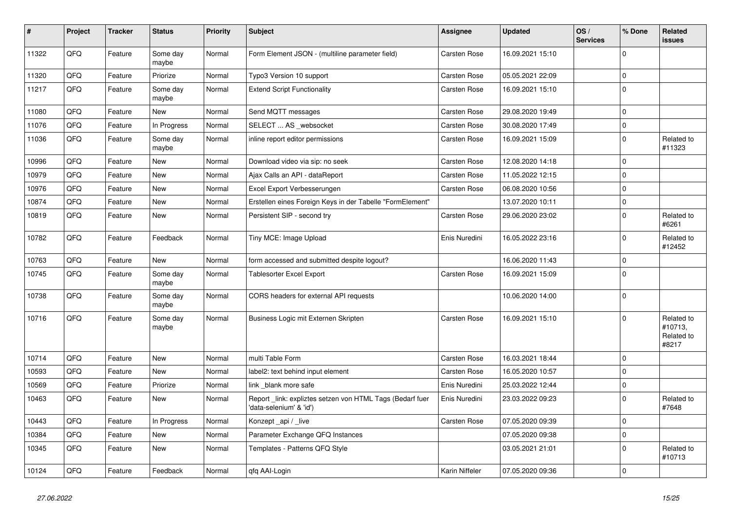| # | Project | Tracker | Status | Priority | Subject | Assignee | Updated | OS / Services | % Done | Related issues |
|---|---|---|---|---|---|---|---|---|---|---|
| 11322 | QFQ | Feature | Some day maybe | Normal | Form Element JSON - (multiline parameter field) | Carsten Rose | 16.09.2021 15:10 | | 0 | |
| 11320 | QFQ | Feature | Priorize | Normal | Typo3 Version 10 support | Carsten Rose | 05.05.2021 22:09 | | 0 | |
| 11217 | QFQ | Feature | Some day maybe | Normal | Extend Script Functionality | Carsten Rose | 16.09.2021 15:10 | | 0 | |
| 11080 | QFQ | Feature | New | Normal | Send MQTT messages | Carsten Rose | 29.08.2020 19:49 | | 0 | |
| 11076 | QFQ | Feature | In Progress | Normal | SELECT ... AS _websocket | Carsten Rose | 30.08.2020 17:49 | | 0 | |
| 11036 | QFQ | Feature | Some day maybe | Normal | inline report editor permissions | Carsten Rose | 16.09.2021 15:09 | | 0 | Related to #11323 |
| 10996 | QFQ | Feature | New | Normal | Download video via sip: no seek | Carsten Rose | 12.08.2020 14:18 | | 0 | |
| 10979 | QFQ | Feature | New | Normal | Ajax Calls an API - dataReport | Carsten Rose | 11.05.2022 12:15 | | 0 | |
| 10976 | QFQ | Feature | New | Normal | Excel Export Verbesserungen | Carsten Rose | 06.08.2020 10:56 | | 0 | |
| 10874 | QFQ | Feature | New | Normal | Erstellen eines Foreign Keys in der Tabelle "FormElement" | | 13.07.2020 10:11 | | 0 | |
| 10819 | QFQ | Feature | New | Normal | Persistent SIP - second try | Carsten Rose | 29.06.2020 23:02 | | 0 | Related to #6261 |
| 10782 | QFQ | Feature | Feedback | Normal | Tiny MCE: Image Upload | Enis Nuredini | 16.05.2022 23:16 | | 0 | Related to #12452 |
| 10763 | QFQ | Feature | New | Normal | form accessed and submitted despite logout? | | 16.06.2020 11:43 | | 0 | |
| 10745 | QFQ | Feature | Some day maybe | Normal | Tablesorter Excel Export | Carsten Rose | 16.09.2021 15:09 | | 0 | |
| 10738 | QFQ | Feature | Some day maybe | Normal | CORS headers for external API requests | | 10.06.2020 14:00 | | 0 | |
| 10716 | QFQ | Feature | Some day maybe | Normal | Business Logic mit Externen Skripten | Carsten Rose | 16.09.2021 15:10 | | 0 | Related to #10713, Related to #8217 |
| 10714 | QFQ | Feature | New | Normal | multi Table Form | Carsten Rose | 16.03.2021 18:44 | | 0 | |
| 10593 | QFQ | Feature | New | Normal | label2: text behind input element | Carsten Rose | 16.05.2020 10:57 | | 0 | |
| 10569 | QFQ | Feature | Priorize | Normal | link _blank more safe | Enis Nuredini | 25.03.2022 12:44 | | 0 | |
| 10463 | QFQ | Feature | New | Normal | Report _link: expliztes setzen von HTML Tags (Bedarf fuer 'data-selenium' & 'id') | Enis Nuredini | 23.03.2022 09:23 | | 0 | Related to #7648 |
| 10443 | QFQ | Feature | In Progress | Normal | Konzept _api / _live | Carsten Rose | 07.05.2020 09:39 | | 0 | |
| 10384 | QFQ | Feature | New | Normal | Parameter Exchange QFQ Instances | | 07.05.2020 09:38 | | 0 | |
| 10345 | QFQ | Feature | New | Normal | Templates - Patterns QFQ Style | | 03.05.2021 21:01 | | 0 | Related to #10713 |
| 10124 | QFQ | Feature | Feedback | Normal | qfq AAI-Login | Karin Niffeler | 07.05.2020 09:36 | | 0 | |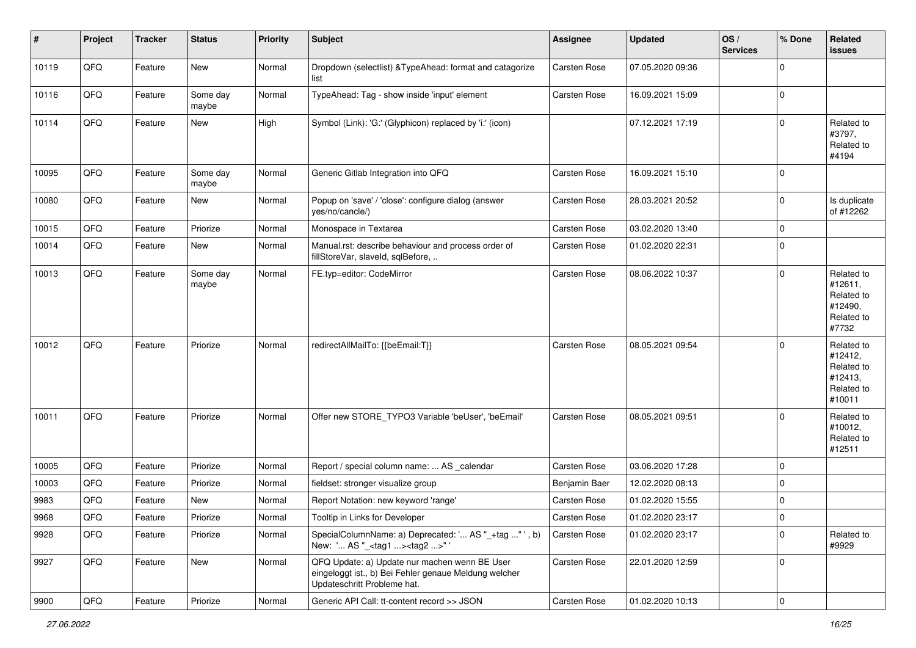| # | Project | Tracker | Status | Priority | Subject | Assignee | Updated | OS / Services | % Done | Related issues |
|---|---|---|---|---|---|---|---|---|---|---|
| 10119 | QFQ | Feature | New | Normal | Dropdown (selectlist) &TypeAhead: format and catagorize list | Carsten Rose | 07.05.2020 09:36 | | 0 | |
| 10116 | QFQ | Feature | Some day maybe | Normal | TypeAhead: Tag - show inside 'input' element | Carsten Rose | 16.09.2021 15:09 | | 0 | |
| 10114 | QFQ | Feature | New | High | Symbol (Link): 'G:' (Glyphicon) replaced by 'i:' (icon) | | 07.12.2021 17:19 | | 0 | Related to #3797, Related to #4194 |
| 10095 | QFQ | Feature | Some day maybe | Normal | Generic Gitlab Integration into QFQ | Carsten Rose | 16.09.2021 15:10 | | 0 | |
| 10080 | QFQ | Feature | New | Normal | Popup on 'save' / 'close': configure dialog (answer yes/no/cancle/) | Carsten Rose | 28.03.2021 20:52 | | 0 | Is duplicate of #12262 |
| 10015 | QFQ | Feature | Priorize | Normal | Monospace in Textarea | Carsten Rose | 03.02.2020 13:40 | | 0 | |
| 10014 | QFQ | Feature | New | Normal | Manual.rst: describe behaviour and process order of fillStoreVar, slaveId, sqlBefore, .. | Carsten Rose | 01.02.2020 22:31 | | 0 | |
| 10013 | QFQ | Feature | Some day maybe | Normal | FE.typ=editor: CodeMirror | Carsten Rose | 08.06.2022 10:37 | | 0 | Related to #12611, Related to #12490, Related to #7732 |
| 10012 | QFQ | Feature | Priorize | Normal | redirectAllMailTo: {{beEmail:T}} | Carsten Rose | 08.05.2021 09:54 | | 0 | Related to #12412, Related to #12413, Related to #10011 |
| 10011 | QFQ | Feature | Priorize | Normal | Offer new STORE_TYPO3 Variable 'beUser', 'beEmail' | Carsten Rose | 08.05.2021 09:51 | | 0 | Related to #10012, Related to #12511 |
| 10005 | QFQ | Feature | Priorize | Normal | Report / special column name: ... AS _calendar | Carsten Rose | 03.06.2020 17:28 | | 0 | |
| 10003 | QFQ | Feature | Priorize | Normal | fieldset: stronger visualize group | Benjamin Baer | 12.02.2020 08:13 | | 0 | |
| 9983 | QFQ | Feature | New | Normal | Report Notation: new keyword 'range' | Carsten Rose | 01.02.2020 15:55 | | 0 | |
| 9968 | QFQ | Feature | Priorize | Normal | Tooltip in Links for Developer | Carsten Rose | 01.02.2020 23:17 | | 0 | |
| 9928 | QFQ | Feature | Priorize | Normal | SpecialColumnName: a) Deprecated: '... AS "_+tag ..." ', b) New: '... AS "_<tag1 ...><tag2 ...>" ' | Carsten Rose | 01.02.2020 23:17 | | 0 | Related to #9929 |
| 9927 | QFQ | Feature | New | Normal | QFQ Update: a) Update nur machen wenn BE User eingeloggt ist., b) Bei Fehler genaue Meldung welcher Updateschritt Probleme hat. | Carsten Rose | 22.01.2020 12:59 | | 0 | |
| 9900 | QFQ | Feature | Priorize | Normal | Generic API Call: tt-content record >> JSON | Carsten Rose | 01.02.2020 10:13 | | 0 | |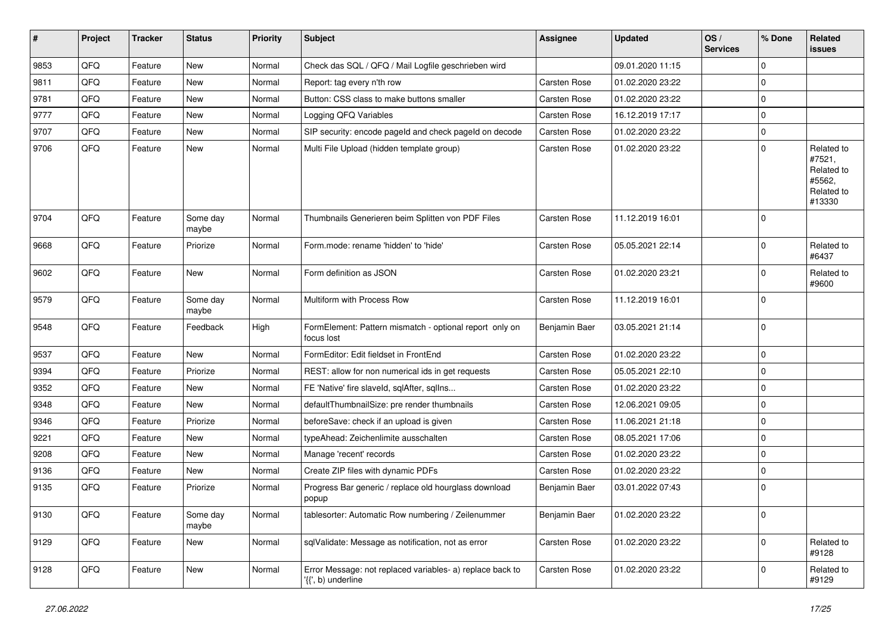| # | Project | Tracker | Status | Priority | Subject | Assignee | Updated | OS / Services | % Done | Related issues |
|---|---|---|---|---|---|---|---|---|---|---|
| 9853 | QFQ | Feature | New | Normal | Check das SQL / QFQ / Mail Logfile geschrieben wird | | 09.01.2020 11:15 | | 0 | |
| 9811 | QFQ | Feature | New | Normal | Report: tag every n'th row | Carsten Rose | 01.02.2020 23:22 | | 0 | |
| 9781 | QFQ | Feature | New | Normal | Button: CSS class to make buttons smaller | Carsten Rose | 01.02.2020 23:22 | | 0 | |
| 9777 | QFQ | Feature | New | Normal | Logging QFQ Variables | Carsten Rose | 16.12.2019 17:17 | | 0 | |
| 9707 | QFQ | Feature | New | Normal | SIP security: encode pageId and check pageId on decode | Carsten Rose | 01.02.2020 23:22 | | 0 | |
| 9706 | QFQ | Feature | New | Normal | Multi File Upload (hidden template group) | Carsten Rose | 01.02.2020 23:22 | | 0 | Related to #7521, Related to #5562, Related to #13330 |
| 9704 | QFQ | Feature | Some day maybe | Normal | Thumbnails Generieren beim Splitten von PDF Files | Carsten Rose | 11.12.2019 16:01 | | 0 | |
| 9668 | QFQ | Feature | Priorize | Normal | Form.mode: rename 'hidden' to 'hide' | Carsten Rose | 05.05.2021 22:14 | | 0 | Related to #6437 |
| 9602 | QFQ | Feature | New | Normal | Form definition as JSON | Carsten Rose | 01.02.2020 23:21 | | 0 | Related to #9600 |
| 9579 | QFQ | Feature | Some day maybe | Normal | Multiform with Process Row | Carsten Rose | 11.12.2019 16:01 | | 0 | |
| 9548 | QFQ | Feature | Feedback | High | FormElement: Pattern mismatch - optional report only on focus lost | Benjamin Baer | 03.05.2021 21:14 | | 0 | |
| 9537 | QFQ | Feature | New | Normal | FormEditor: Edit fieldset in FrontEnd | Carsten Rose | 01.02.2020 23:22 | | 0 | |
| 9394 | QFQ | Feature | Priorize | Normal | REST: allow for non numerical ids in get requests | Carsten Rose | 05.05.2021 22:10 | | 0 | |
| 9352 | QFQ | Feature | New | Normal | FE 'Native' fire slaveId, sqlAfter, sqlIns... | Carsten Rose | 01.02.2020 23:22 | | 0 | |
| 9348 | QFQ | Feature | New | Normal | defaultThumbnailSize: pre render thumbnails | Carsten Rose | 12.06.2021 09:05 | | 0 | |
| 9346 | QFQ | Feature | Priorize | Normal | beforeSave: check if an upload is given | Carsten Rose | 11.06.2021 21:18 | | 0 | |
| 9221 | QFQ | Feature | New | Normal | typeAhead: Zeichenlimite ausschalten | Carsten Rose | 08.05.2021 17:06 | | 0 | |
| 9208 | QFQ | Feature | New | Normal | Manage 'recent' records | Carsten Rose | 01.02.2020 23:22 | | 0 | |
| 9136 | QFQ | Feature | New | Normal | Create ZIP files with dynamic PDFs | Carsten Rose | 01.02.2020 23:22 | | 0 | |
| 9135 | QFQ | Feature | Priorize | Normal | Progress Bar generic / replace old hourglass download popup | Benjamin Baer | 03.01.2022 07:43 | | 0 | |
| 9130 | QFQ | Feature | Some day maybe | Normal | tablesorter: Automatic Row numbering / Zeilenummer | Benjamin Baer | 01.02.2020 23:22 | | 0 | |
| 9129 | QFQ | Feature | New | Normal | sqlValidate: Message as notification, not as error | Carsten Rose | 01.02.2020 23:22 | | 0 | Related to #9128 |
| 9128 | QFQ | Feature | New | Normal | Error Message: not replaced variables- a) replace back to '{{', b) underline | Carsten Rose | 01.02.2020 23:22 | | 0 | Related to #9129 |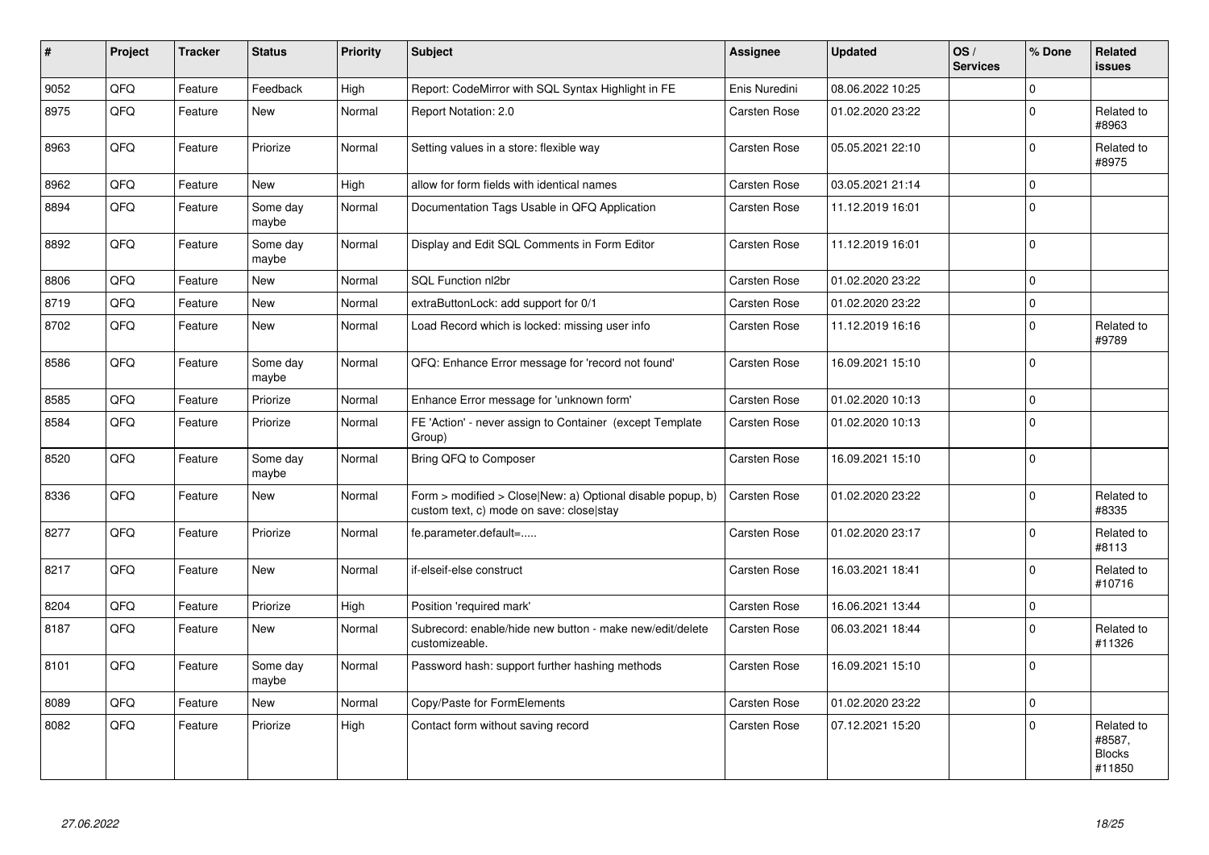| # | Project | Tracker | Status | Priority | Subject | Assignee | Updated | OS / Services | % Done | Related issues |
|---|---|---|---|---|---|---|---|---|---|---|
| 9052 | QFQ | Feature | Feedback | High | Report: CodeMirror with SQL Syntax Highlight in FE | Enis Nuredini | 08.06.2022 10:25 | | 0 | |
| 8975 | QFQ | Feature | New | Normal | Report Notation: 2.0 | Carsten Rose | 01.02.2020 23:22 | | 0 | Related to #8963 |
| 8963 | QFQ | Feature | Priorize | Normal | Setting values in a store: flexible way | Carsten Rose | 05.05.2021 22:10 | | 0 | Related to #8975 |
| 8962 | QFQ | Feature | New | High | allow for form fields with identical names | Carsten Rose | 03.05.2021 21:14 | | 0 | |
| 8894 | QFQ | Feature | Some day maybe | Normal | Documentation Tags Usable in QFQ Application | Carsten Rose | 11.12.2019 16:01 | | 0 | |
| 8892 | QFQ | Feature | Some day maybe | Normal | Display and Edit SQL Comments in Form Editor | Carsten Rose | 11.12.2019 16:01 | | 0 | |
| 8806 | QFQ | Feature | New | Normal | SQL Function nl2br | Carsten Rose | 01.02.2020 23:22 | | 0 | |
| 8719 | QFQ | Feature | New | Normal | extraButtonLock: add support for 0/1 | Carsten Rose | 01.02.2020 23:22 | | 0 | |
| 8702 | QFQ | Feature | New | Normal | Load Record which is locked: missing user info | Carsten Rose | 11.12.2019 16:16 | | 0 | Related to #9789 |
| 8586 | QFQ | Feature | Some day maybe | Normal | QFQ: Enhance Error message for 'record not found' | Carsten Rose | 16.09.2021 15:10 | | 0 | |
| 8585 | QFQ | Feature | Priorize | Normal | Enhance Error message for 'unknown form' | Carsten Rose | 01.02.2020 10:13 | | 0 | |
| 8584 | QFQ | Feature | Priorize | Normal | FE 'Action' - never assign to Container (except Template Group) | Carsten Rose | 01.02.2020 10:13 | | 0 | |
| 8520 | QFQ | Feature | Some day maybe | Normal | Bring QFQ to Composer | Carsten Rose | 16.09.2021 15:10 | | 0 | |
| 8336 | QFQ | Feature | New | Normal | Form > modified > Close\|New: a) Optional disable popup, b) custom text, c) mode on save: close\|stay | Carsten Rose | 01.02.2020 23:22 | | 0 | Related to #8335 |
| 8277 | QFQ | Feature | Priorize | Normal | fe.parameter.default=..... | Carsten Rose | 01.02.2020 23:17 | | 0 | Related to #8113 |
| 8217 | QFQ | Feature | New | Normal | if-elseif-else construct | Carsten Rose | 16.03.2021 18:41 | | 0 | Related to #10716 |
| 8204 | QFQ | Feature | Priorize | High | Position 'required mark' | Carsten Rose | 16.06.2021 13:44 | | 0 | |
| 8187 | QFQ | Feature | New | Normal | Subrecord: enable/hide new button - make new/edit/delete customizeable. | Carsten Rose | 06.03.2021 18:44 | | 0 | Related to #11326 |
| 8101 | QFQ | Feature | Some day maybe | Normal | Password hash: support further hashing methods | Carsten Rose | 16.09.2021 15:10 | | 0 | |
| 8089 | QFQ | Feature | New | Normal | Copy/Paste for FormElements | Carsten Rose | 01.02.2020 23:22 | | 0 | |
| 8082 | QFQ | Feature | Priorize | High | Contact form without saving record | Carsten Rose | 07.12.2021 15:20 | | 0 | Related to #8587, Blocks #11850 |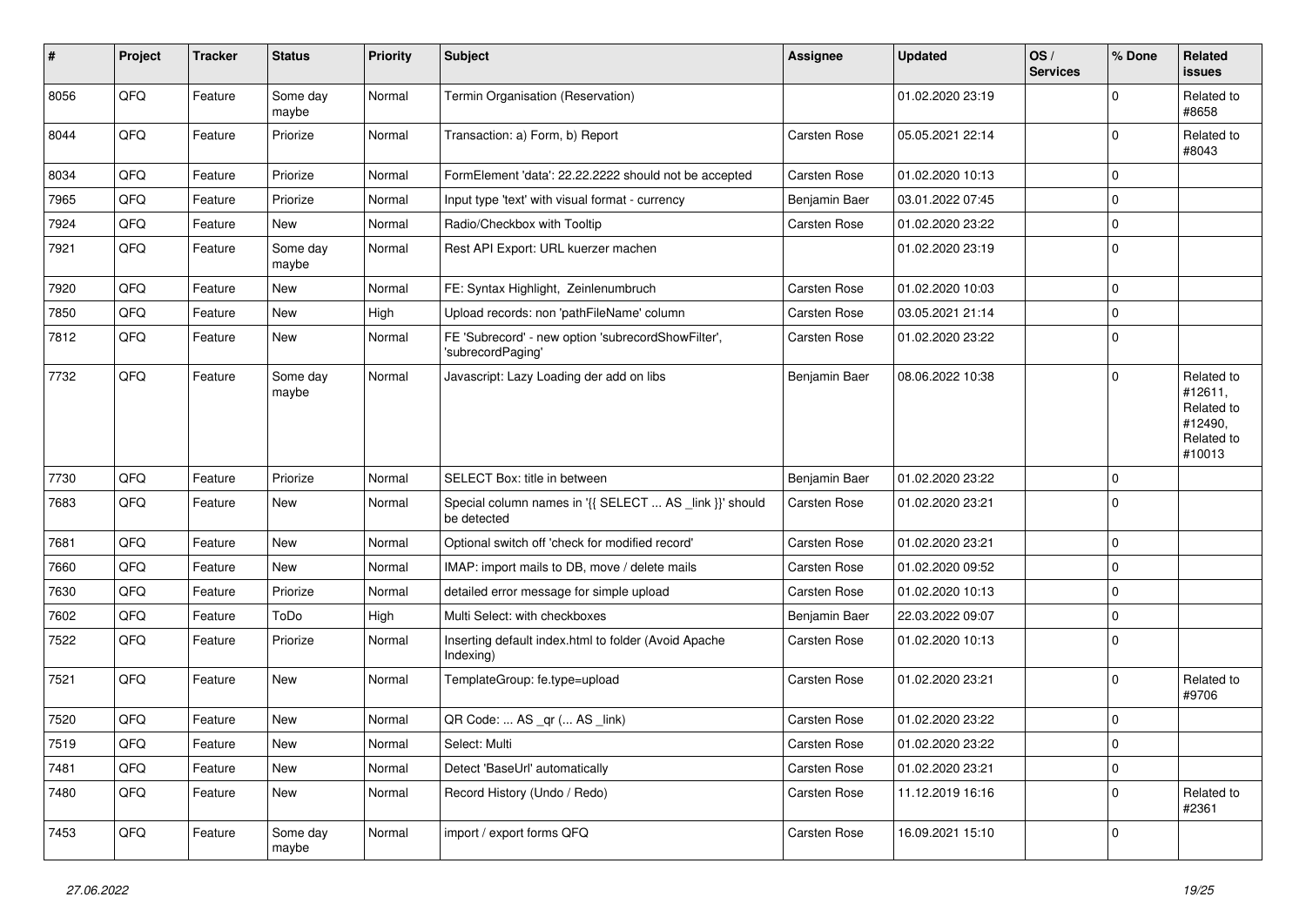| # | Project | Tracker | Status | Priority | Subject | Assignee | Updated | OS / Services | % Done | Related issues |
|---|---|---|---|---|---|---|---|---|---|---|
| 8056 | QFQ | Feature | Some day maybe | Normal | Termin Organisation (Reservation) | | 01.02.2020 23:19 | | 0 | Related to #8658 |
| 8044 | QFQ | Feature | Priorize | Normal | Transaction: a) Form, b) Report | Carsten Rose | 05.05.2021 22:14 | | 0 | Related to #8043 |
| 8034 | QFQ | Feature | Priorize | Normal | FormElement 'data': 22.22.2222 should not be accepted | Carsten Rose | 01.02.2020 10:13 | | 0 | |
| 7965 | QFQ | Feature | Priorize | Normal | Input type 'text' with visual format - currency | Benjamin Baer | 03.01.2022 07:45 | | 0 | |
| 7924 | QFQ | Feature | New | Normal | Radio/Checkbox with Tooltip | Carsten Rose | 01.02.2020 23:22 | | 0 | |
| 7921 | QFQ | Feature | Some day maybe | Normal | Rest API Export: URL kuerzer machen | | 01.02.2020 23:19 | | 0 | |
| 7920 | QFQ | Feature | New | Normal | FE: Syntax Highlight, Zeinlenumbruch | Carsten Rose | 01.02.2020 10:03 | | 0 | |
| 7850 | QFQ | Feature | New | High | Upload records: non 'pathFileName' column | Carsten Rose | 03.05.2021 21:14 | | 0 | |
| 7812 | QFQ | Feature | New | Normal | FE 'Subrecord' - new option 'subrecordShowFilter', 'subrecordPaging' | Carsten Rose | 01.02.2020 23:22 | | 0 | |
| 7732 | QFQ | Feature | Some day maybe | Normal | Javascript: Lazy Loading der add on libs | Benjamin Baer | 08.06.2022 10:38 | | 0 | Related to #12611, Related to #12490, Related to #10013 |
| 7730 | QFQ | Feature | Priorize | Normal | SELECT Box: title in between | Benjamin Baer | 01.02.2020 23:22 | | 0 | |
| 7683 | QFQ | Feature | New | Normal | Special column names in '{{ SELECT ... AS _link }}' should be detected | Carsten Rose | 01.02.2020 23:21 | | 0 | |
| 7681 | QFQ | Feature | New | Normal | Optional switch off 'check for modified record' | Carsten Rose | 01.02.2020 23:21 | | 0 | |
| 7660 | QFQ | Feature | New | Normal | IMAP: import mails to DB, move / delete mails | Carsten Rose | 01.02.2020 09:52 | | 0 | |
| 7630 | QFQ | Feature | Priorize | Normal | detailed error message for simple upload | Carsten Rose | 01.02.2020 10:13 | | 0 | |
| 7602 | QFQ | Feature | ToDo | High | Multi Select: with checkboxes | Benjamin Baer | 22.03.2022 09:07 | | 0 | |
| 7522 | QFQ | Feature | Priorize | Normal | Inserting default index.html to folder (Avoid Apache Indexing) | Carsten Rose | 01.02.2020 10:13 | | 0 | |
| 7521 | QFQ | Feature | New | Normal | TemplateGroup: fe.type=upload | Carsten Rose | 01.02.2020 23:21 | | 0 | Related to #9706 |
| 7520 | QFQ | Feature | New | Normal | QR Code: ... AS _qr ( ... AS _link) | Carsten Rose | 01.02.2020 23:22 | | 0 | |
| 7519 | QFQ | Feature | New | Normal | Select: Multi | Carsten Rose | 01.02.2020 23:22 | | 0 | |
| 7481 | QFQ | Feature | New | Normal | Detect 'BaseUrl' automatically | Carsten Rose | 01.02.2020 23:21 | | 0 | |
| 7480 | QFQ | Feature | New | Normal | Record History (Undo / Redo) | Carsten Rose | 11.12.2019 16:16 | | 0 | Related to #2361 |
| 7453 | QFQ | Feature | Some day maybe | Normal | import / export forms QFQ | Carsten Rose | 16.09.2021 15:10 | | 0 | |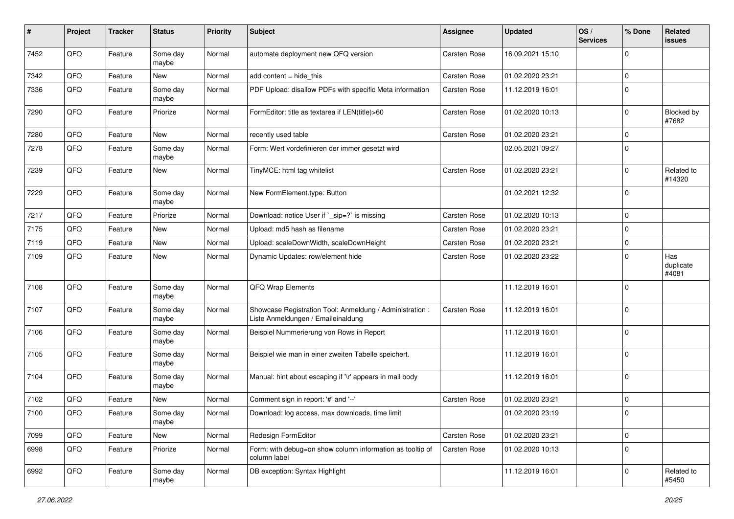| # | Project | Tracker | Status | Priority | Subject | Assignee | Updated | OS / Services | % Done | Related issues |
|---|---|---|---|---|---|---|---|---|---|---|
| 7452 | QFQ | Feature | Some day maybe | Normal | automate deployment new QFQ version | Carsten Rose | 16.09.2021 15:10 | | 0 | |
| 7342 | QFQ | Feature | New | Normal | add content = hide_this | Carsten Rose | 01.02.2020 23:21 | | 0 | |
| 7336 | QFQ | Feature | Some day maybe | Normal | PDF Upload: disallow PDFs with specific Meta information | Carsten Rose | 11.12.2019 16:01 | | 0 | |
| 7290 | QFQ | Feature | Priorize | Normal | FormEditor: title as textarea if LEN(title)>60 | Carsten Rose | 01.02.2020 10:13 | | 0 | Blocked by #7682 |
| 7280 | QFQ | Feature | New | Normal | recently used table | Carsten Rose | 01.02.2020 23:21 | | 0 | |
| 7278 | QFQ | Feature | Some day maybe | Normal | Form: Wert vordefinieren der immer gesetzt wird | | 02.05.2021 09:27 | | 0 | |
| 7239 | QFQ | Feature | New | Normal | TinyMCE: html tag whitelist | Carsten Rose | 01.02.2020 23:21 | | 0 | Related to #14320 |
| 7229 | QFQ | Feature | Some day maybe | Normal | New FormElement.type: Button | | 01.02.2021 12:32 | | 0 | |
| 7217 | QFQ | Feature | Priorize | Normal | Download: notice User if `_sip=?` is missing | Carsten Rose | 01.02.2020 10:13 | | 0 | |
| 7175 | QFQ | Feature | New | Normal | Upload: md5 hash as filename | Carsten Rose | 01.02.2020 23:21 | | 0 | |
| 7119 | QFQ | Feature | New | Normal | Upload: scaleDownWidth, scaleDownHeight | Carsten Rose | 01.02.2020 23:21 | | 0 | |
| 7109 | QFQ | Feature | New | Normal | Dynamic Updates: row/element hide | Carsten Rose | 01.02.2020 23:22 | | 0 | Has duplicate #4081 |
| 7108 | QFQ | Feature | Some day maybe | Normal | QFQ Wrap Elements | | 11.12.2019 16:01 | | 0 | |
| 7107 | QFQ | Feature | Some day maybe | Normal | Showcase Registration Tool: Anmeldung / Administration : Liste Anmeldungen / Emaileinaldung | Carsten Rose | 11.12.2019 16:01 | | 0 | |
| 7106 | QFQ | Feature | Some day maybe | Normal | Beispiel Nummerierung von Rows in Report | | 11.12.2019 16:01 | | 0 | |
| 7105 | QFQ | Feature | Some day maybe | Normal | Beispiel wie man in einer zweiten Tabelle speichert. | | 11.12.2019 16:01 | | 0 | |
| 7104 | QFQ | Feature | Some day maybe | Normal | Manual: hint about escaping if '\r' appears in mail body | | 11.12.2019 16:01 | | 0 | |
| 7102 | QFQ | Feature | New | Normal | Comment sign in report: '#' and '--' | Carsten Rose | 01.02.2020 23:21 | | 0 | |
| 7100 | QFQ | Feature | Some day maybe | Normal | Download: log access, max downloads, time limit | | 01.02.2020 23:19 | | 0 | |
| 7099 | QFQ | Feature | New | Normal | Redesign FormEditor | Carsten Rose | 01.02.2020 23:21 | | 0 | |
| 6998 | QFQ | Feature | Priorize | Normal | Form: with debug=on show column information as tooltip of column label | Carsten Rose | 01.02.2020 10:13 | | 0 | |
| 6992 | QFQ | Feature | Some day maybe | Normal | DB exception: Syntax Highlight | | 11.12.2019 16:01 | | 0 | Related to #5450 |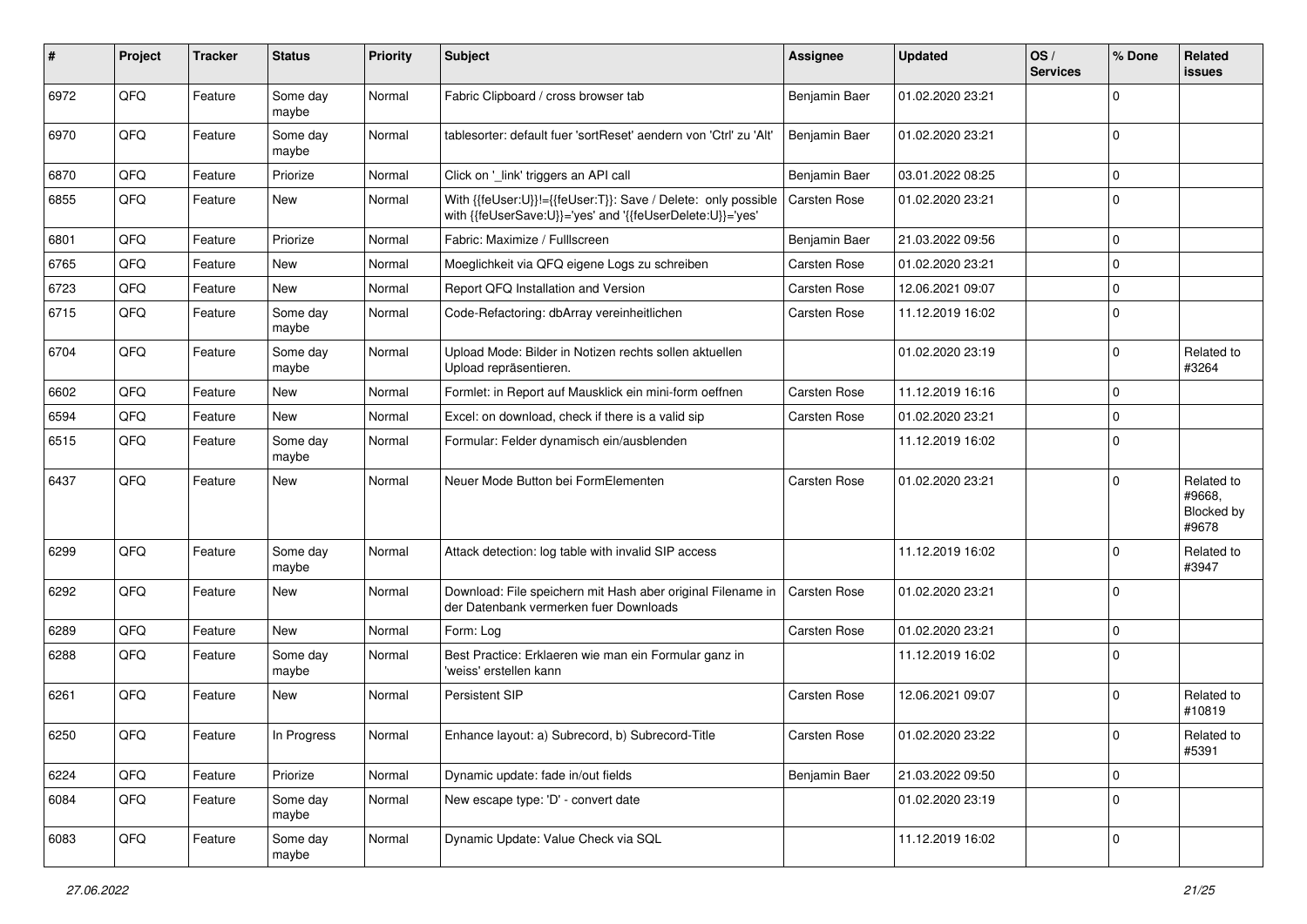| # | Project | Tracker | Status | Priority | Subject | Assignee | Updated | OS / Services | % Done | Related issues |
|---|---|---|---|---|---|---|---|---|---|---|
| 6972 | QFQ | Feature | Some day maybe | Normal | Fabric Clipboard / cross browser tab | Benjamin Baer | 01.02.2020 23:21 | | 0 | |
| 6970 | QFQ | Feature | Some day maybe | Normal | tablesorter: default fuer 'sortReset' aendern von 'Ctrl' zu 'Alt' | Benjamin Baer | 01.02.2020 23:21 | | 0 | |
| 6870 | QFQ | Feature | Priorize | Normal | Click on '_link' triggers an API call | Benjamin Baer | 03.01.2022 08:25 | | 0 | |
| 6855 | QFQ | Feature | New | Normal | With {{feUser:U}}!={{feUser:T}}: Save / Delete: only possible with {{feUserSave:U}}='yes' and '{{feUserDelete:U}}='yes' | Carsten Rose | 01.02.2020 23:21 | | 0 | |
| 6801 | QFQ | Feature | Priorize | Normal | Fabric: Maximize / Fulllscreen | Benjamin Baer | 21.03.2022 09:56 | | 0 | |
| 6765 | QFQ | Feature | New | Normal | Moeglichkeit via QFQ eigene Logs zu schreiben | Carsten Rose | 01.02.2020 23:21 | | 0 | |
| 6723 | QFQ | Feature | New | Normal | Report QFQ Installation and Version | Carsten Rose | 12.06.2021 09:07 | | 0 | |
| 6715 | QFQ | Feature | Some day maybe | Normal | Code-Refactoring: dbArray vereinheitlichen | Carsten Rose | 11.12.2019 16:02 | | 0 | |
| 6704 | QFQ | Feature | Some day maybe | Normal | Upload Mode: Bilder in Notizen rechts sollen aktuellen Upload repräsentieren. | | 01.02.2020 23:19 | | 0 | Related to #3264 |
| 6602 | QFQ | Feature | New | Normal | Formlet: in Report auf Mausklick ein mini-form oeffnen | Carsten Rose | 11.12.2019 16:16 | | 0 | |
| 6594 | QFQ | Feature | New | Normal | Excel: on download, check if there is a valid sip | Carsten Rose | 01.02.2020 23:21 | | 0 | |
| 6515 | QFQ | Feature | Some day maybe | Normal | Formular: Felder dynamisch ein/ausblenden | | 11.12.2019 16:02 | | 0 | |
| 6437 | QFQ | Feature | New | Normal | Neuer Mode Button bei FormElementen | Carsten Rose | 01.02.2020 23:21 | | 0 | Related to #9668, Blocked by #9678 |
| 6299 | QFQ | Feature | Some day maybe | Normal | Attack detection: log table with invalid SIP access | | 11.12.2019 16:02 | | 0 | Related to #3947 |
| 6292 | QFQ | Feature | New | Normal | Download: File speichern mit Hash aber original Filename in der Datenbank vermerken fuer Downloads | Carsten Rose | 01.02.2020 23:21 | | 0 | |
| 6289 | QFQ | Feature | New | Normal | Form: Log | Carsten Rose | 01.02.2020 23:21 | | 0 | |
| 6288 | QFQ | Feature | Some day maybe | Normal | Best Practice: Erklaeren wie man ein Formular ganz in 'weiss' erstellen kann | | 11.12.2019 16:02 | | 0 | |
| 6261 | QFQ | Feature | New | Normal | Persistent SIP | Carsten Rose | 12.06.2021 09:07 | | 0 | Related to #10819 |
| 6250 | QFQ | Feature | In Progress | Normal | Enhance layout: a) Subrecord, b) Subrecord-Title | Carsten Rose | 01.02.2020 23:22 | | 0 | Related to #5391 |
| 6224 | QFQ | Feature | Priorize | Normal | Dynamic update: fade in/out fields | Benjamin Baer | 21.03.2022 09:50 | | 0 | |
| 6084 | QFQ | Feature | Some day maybe | Normal | New escape type: 'D' - convert date | | 01.02.2020 23:19 | | 0 | |
| 6083 | QFQ | Feature | Some day maybe | Normal | Dynamic Update: Value Check via SQL | | 11.12.2019 16:02 | | 0 | |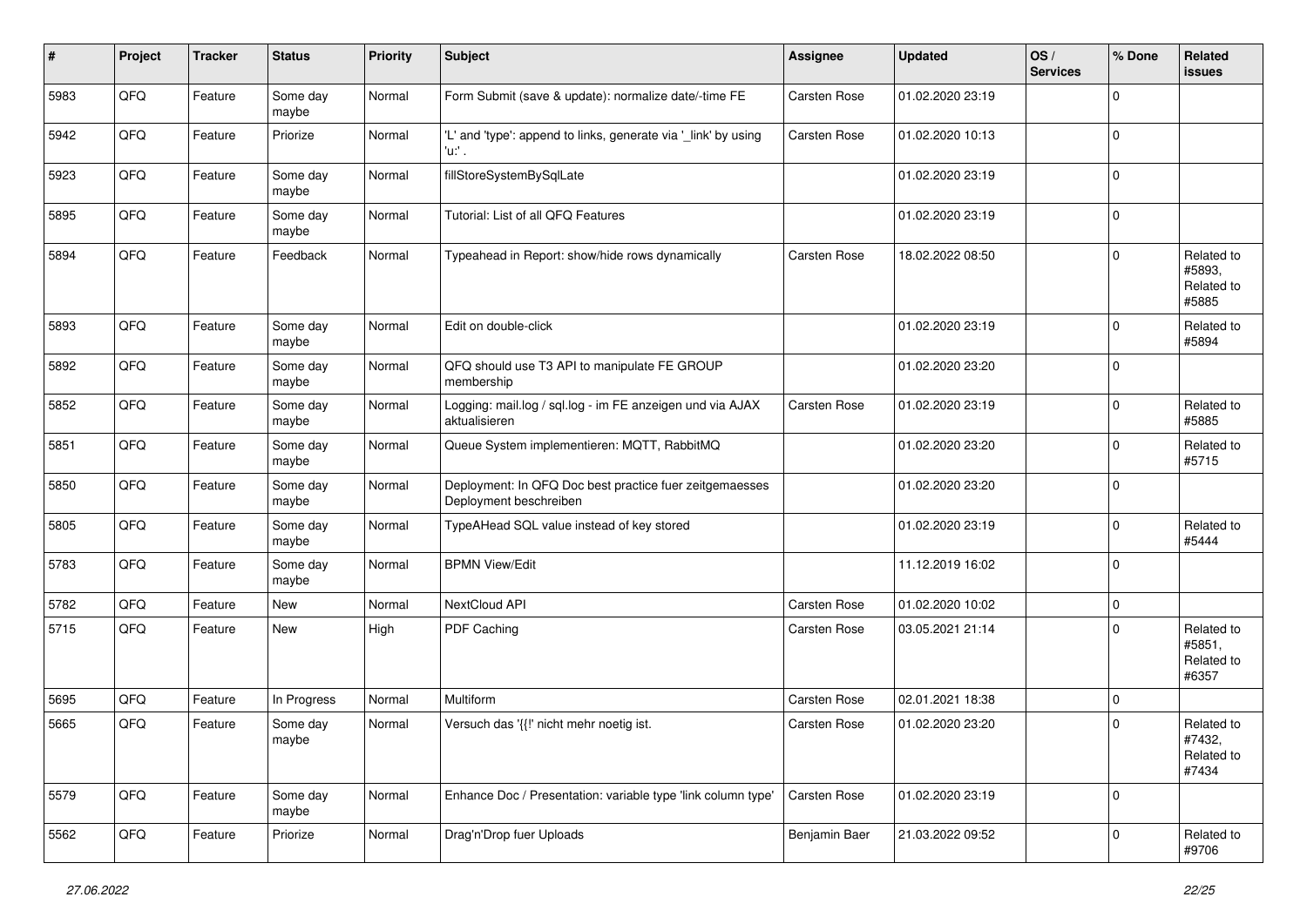| # | Project | Tracker | Status | Priority | Subject | Assignee | Updated | OS / Services | % Done | Related issues |
|---|---|---|---|---|---|---|---|---|---|---|
| 5983 | QFQ | Feature | Some day maybe | Normal | Form Submit (save & update): normalize date/-time FE | Carsten Rose | 01.02.2020 23:19 | | 0 | |
| 5942 | QFQ | Feature | Priorize | Normal | 'L' and 'type': append to links, generate via '_link' by using 'u:' . | Carsten Rose | 01.02.2020 10:13 | | 0 | |
| 5923 | QFQ | Feature | Some day maybe | Normal | fillStoreSystemBySqlLate | | 01.02.2020 23:19 | | 0 | |
| 5895 | QFQ | Feature | Some day maybe | Normal | Tutorial: List of all QFQ Features | | 01.02.2020 23:19 | | 0 | |
| 5894 | QFQ | Feature | Feedback | Normal | Typeahead in Report: show/hide rows dynamically | Carsten Rose | 18.02.2022 08:50 | | 0 | Related to #5893, Related to #5885 |
| 5893 | QFQ | Feature | Some day maybe | Normal | Edit on double-click | | 01.02.2020 23:19 | | 0 | Related to #5894 |
| 5892 | QFQ | Feature | Some day maybe | Normal | QFQ should use T3 API to manipulate FE GROUP membership | | 01.02.2020 23:20 | | 0 | |
| 5852 | QFQ | Feature | Some day maybe | Normal | Logging: mail.log / sql.log - im FE anzeigen und via AJAX aktualisieren | Carsten Rose | 01.02.2020 23:19 | | 0 | Related to #5885 |
| 5851 | QFQ | Feature | Some day maybe | Normal | Queue System implementieren: MQTT, RabbitMQ | | 01.02.2020 23:20 | | 0 | Related to #5715 |
| 5850 | QFQ | Feature | Some day maybe | Normal | Deployment: In QFQ Doc best practice fuer zeitgemaesses Deployment beschreiben | | 01.02.2020 23:20 | | 0 | |
| 5805 | QFQ | Feature | Some day maybe | Normal | TypeAHead SQL value instead of key stored | | 01.02.2020 23:19 | | 0 | Related to #5444 |
| 5783 | QFQ | Feature | Some day maybe | Normal | BPMN View/Edit | | 11.12.2019 16:02 | | 0 | |
| 5782 | QFQ | Feature | New | Normal | NextCloud API | Carsten Rose | 01.02.2020 10:02 | | 0 | |
| 5715 | QFQ | Feature | New | High | PDF Caching | Carsten Rose | 03.05.2021 21:14 | | 0 | Related to #5851, Related to #6357 |
| 5695 | QFQ | Feature | In Progress | Normal | Multiform | Carsten Rose | 02.01.2021 18:38 | | 0 | |
| 5665 | QFQ | Feature | Some day maybe | Normal | Versuch das '{{!' nicht mehr noetig ist. | Carsten Rose | 01.02.2020 23:20 | | 0 | Related to #7432, Related to #7434 |
| 5579 | QFQ | Feature | Some day maybe | Normal | Enhance Doc / Presentation: variable type 'link column type' | Carsten Rose | 01.02.2020 23:19 | | 0 | |
| 5562 | QFQ | Feature | Priorize | Normal | Drag'n'Drop fuer Uploads | Benjamin Baer | 21.03.2022 09:52 | | 0 | Related to #9706 |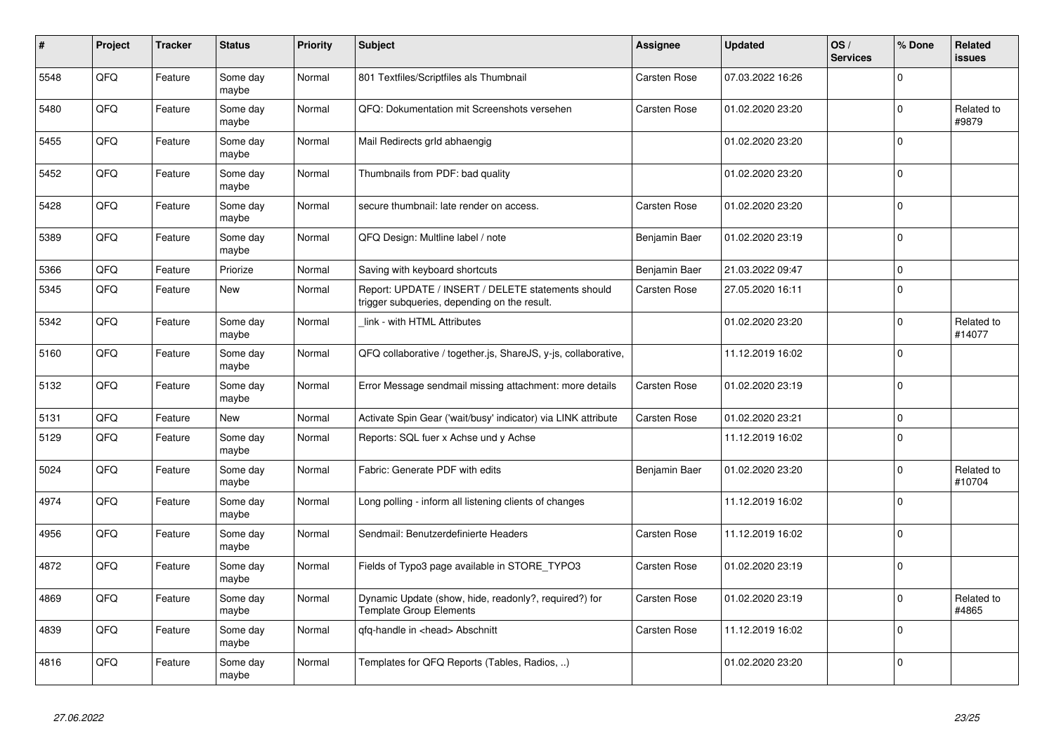| # | Project | Tracker | Status | Priority | Subject | Assignee | Updated | OS / Services | % Done | Related issues |
|---|---|---|---|---|---|---|---|---|---|---|
| 5548 | QFQ | Feature | Some day maybe | Normal | 801 Textfiles/Scriptfiles als Thumbnail | Carsten Rose | 07.03.2022 16:26 | | 0 | |
| 5480 | QFQ | Feature | Some day maybe | Normal | QFQ: Dokumentation mit Screenshots versehen | Carsten Rose | 01.02.2020 23:20 | | 0 | Related to #9879 |
| 5455 | QFQ | Feature | Some day maybe | Normal | Mail Redirects grId abhaengig | | 01.02.2020 23:20 | | 0 | |
| 5452 | QFQ | Feature | Some day maybe | Normal | Thumbnails from PDF: bad quality | | 01.02.2020 23:20 | | 0 | |
| 5428 | QFQ | Feature | Some day maybe | Normal | secure thumbnail: late render on access. | Carsten Rose | 01.02.2020 23:20 | | 0 | |
| 5389 | QFQ | Feature | Some day maybe | Normal | QFQ Design: Multline label / note | Benjamin Baer | 01.02.2020 23:19 | | 0 | |
| 5366 | QFQ | Feature | Priorize | Normal | Saving with keyboard shortcuts | Benjamin Baer | 21.03.2022 09:47 | | 0 | |
| 5345 | QFQ | Feature | New | Normal | Report: UPDATE / INSERT / DELETE statements should trigger subqueries, depending on the result. | Carsten Rose | 27.05.2020 16:11 | | 0 | |
| 5342 | QFQ | Feature | Some day maybe | Normal | _link - with HTML Attributes | | 01.02.2020 23:20 | | 0 | Related to #14077 |
| 5160 | QFQ | Feature | Some day maybe | Normal | QFQ collaborative / together.js, ShareJS, y-js, collaborative, | | 11.12.2019 16:02 | | 0 | |
| 5132 | QFQ | Feature | Some day maybe | Normal | Error Message sendmail missing attachment: more details | Carsten Rose | 01.02.2020 23:19 | | 0 | |
| 5131 | QFQ | Feature | New | Normal | Activate Spin Gear ('wait/busy' indicator) via LINK attribute | Carsten Rose | 01.02.2020 23:21 | | 0 | |
| 5129 | QFQ | Feature | Some day maybe | Normal | Reports: SQL fuer x Achse und y Achse | | 11.12.2019 16:02 | | 0 | |
| 5024 | QFQ | Feature | Some day maybe | Normal | Fabric: Generate PDF with edits | Benjamin Baer | 01.02.2020 23:20 | | 0 | Related to #10704 |
| 4974 | QFQ | Feature | Some day maybe | Normal | Long polling - inform all listening clients of changes | | 11.12.2019 16:02 | | 0 | |
| 4956 | QFQ | Feature | Some day maybe | Normal | Sendmail: Benutzerdefinierte Headers | Carsten Rose | 11.12.2019 16:02 | | 0 | |
| 4872 | QFQ | Feature | Some day maybe | Normal | Fields of Typo3 page available in STORE_TYPO3 | Carsten Rose | 01.02.2020 23:19 | | 0 | |
| 4869 | QFQ | Feature | Some day maybe | Normal | Dynamic Update (show, hide, readonly?, required?) for Template Group Elements | Carsten Rose | 01.02.2020 23:19 | | 0 | Related to #4865 |
| 4839 | QFQ | Feature | Some day maybe | Normal | qfq-handle in <head> Abschnitt | Carsten Rose | 11.12.2019 16:02 | | 0 | |
| 4816 | QFQ | Feature | Some day maybe | Normal | Templates for QFQ Reports (Tables, Radios, ..) | | 01.02.2020 23:20 | | 0 | |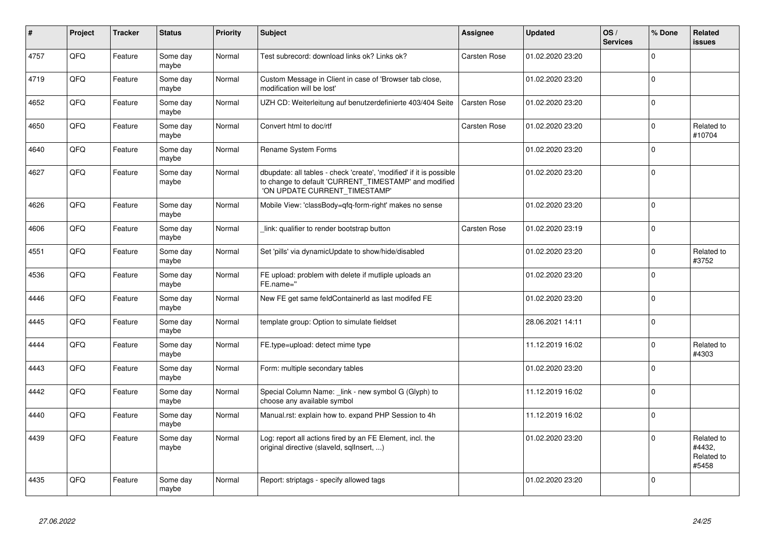| # | Project | Tracker | Status | Priority | Subject | Assignee | Updated | OS / Services | % Done | Related issues |
|---|---|---|---|---|---|---|---|---|---|---|
| 4757 | QFQ | Feature | Some day maybe | Normal | Test subrecord: download links ok? Links ok? | Carsten Rose | 01.02.2020 23:20 | | 0 | |
| 4719 | QFQ | Feature | Some day maybe | Normal | Custom Message in Client in case of 'Browser tab close, modification will be lost' | | 01.02.2020 23:20 | | 0 | |
| 4652 | QFQ | Feature | Some day maybe | Normal | UZH CD: Weiterleitung auf benutzerdefinierte 403/404 Seite | Carsten Rose | 01.02.2020 23:20 | | 0 | |
| 4650 | QFQ | Feature | Some day maybe | Normal | Convert html to doc/rtf | Carsten Rose | 01.02.2020 23:20 | | 0 | Related to #10704 |
| 4640 | QFQ | Feature | Some day maybe | Normal | Rename System Forms | | 01.02.2020 23:20 | | 0 | |
| 4627 | QFQ | Feature | Some day maybe | Normal | dbupdate: all tables - check 'create', 'modified' if it is possible to change to default 'CURRENT_TIMESTAMP' and modified 'ON UPDATE CURRENT_TIMESTAMP' | | 01.02.2020 23:20 | | 0 | |
| 4626 | QFQ | Feature | Some day maybe | Normal | Mobile View: 'classBody=qfq-form-right' makes no sense | | 01.02.2020 23:20 | | 0 | |
| 4606 | QFQ | Feature | Some day maybe | Normal | _link: qualifier to render bootstrap button | Carsten Rose | 01.02.2020 23:19 | | 0 | |
| 4551 | QFQ | Feature | Some day maybe | Normal | Set 'pills' via dynamicUpdate to show/hide/disabled | | 01.02.2020 23:20 | | 0 | Related to #3752 |
| 4536 | QFQ | Feature | Some day maybe | Normal | FE upload: problem with delete if mutliple uploads an FE.name='' | | 01.02.2020 23:20 | | 0 | |
| 4446 | QFQ | Feature | Some day maybe | Normal | New FE get same feldContainerId as last modifed FE | | 01.02.2020 23:20 | | 0 | |
| 4445 | QFQ | Feature | Some day maybe | Normal | template group: Option to simulate fieldset | | 28.06.2021 14:11 | | 0 | |
| 4444 | QFQ | Feature | Some day maybe | Normal | FE.type=upload: detect mime type | | 11.12.2019 16:02 | | 0 | Related to #4303 |
| 4443 | QFQ | Feature | Some day maybe | Normal | Form: multiple secondary tables | | 01.02.2020 23:20 | | 0 | |
| 4442 | QFQ | Feature | Some day maybe | Normal | Special Column Name: _link - new symbol G (Glyph) to choose any available symbol | | 11.12.2019 16:02 | | 0 | |
| 4440 | QFQ | Feature | Some day maybe | Normal | Manual.rst: explain how to. expand PHP Session to 4h | | 11.12.2019 16:02 | | 0 | |
| 4439 | QFQ | Feature | Some day maybe | Normal | Log: report all actions fired by an FE Element, incl. the original directive (slaveId, sqlInsert, ...) | | 01.02.2020 23:20 | | 0 | Related to #4432, Related to #5458 |
| 4435 | QFQ | Feature | Some day maybe | Normal | Report: striptags - specify allowed tags | | 01.02.2020 23:20 | | 0 | |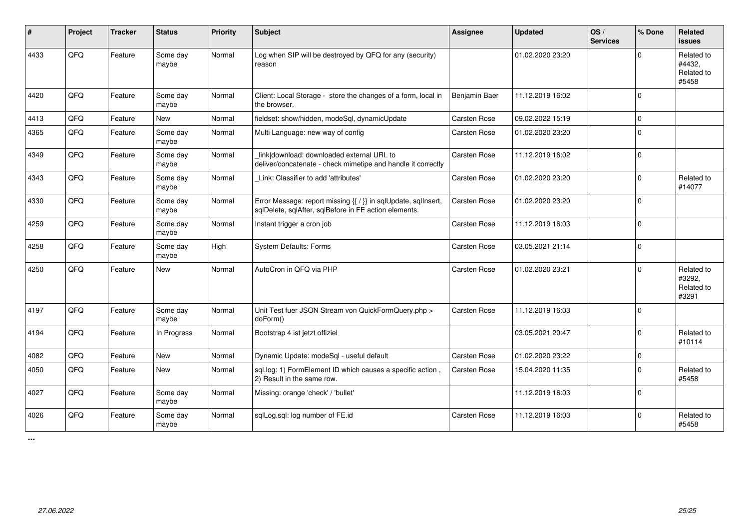| # | Project | Tracker | Status | Priority | Subject | Assignee | Updated | OS / Services | % Done | Related issues |
|---|---|---|---|---|---|---|---|---|---|---|
| 4433 | QFQ | Feature | Some day maybe | Normal | Log when SIP will be destroyed by QFQ for any (security) reason | | 01.02.2020 23:20 | | 0 | Related to #4432, Related to #5458 |
| 4420 | QFQ | Feature | Some day maybe | Normal | Client: Local Storage - store the changes of a form, local in the browser. | Benjamin Baer | 11.12.2019 16:02 | | 0 | |
| 4413 | QFQ | Feature | New | Normal | fieldset: show/hidden, modeSql, dynamicUpdate | Carsten Rose | 09.02.2022 15:19 | | 0 | |
| 4365 | QFQ | Feature | Some day maybe | Normal | Multi Language: new way of config | Carsten Rose | 01.02.2020 23:20 | | 0 | |
| 4349 | QFQ | Feature | Some day maybe | Normal | _link\|download: downloaded external URL to deliver/concatenate - check mimetipe and handle it correctly | Carsten Rose | 11.12.2019 16:02 | | 0 | |
| 4343 | QFQ | Feature | Some day maybe | Normal | _Link: Classifier to add 'attributes' | Carsten Rose | 01.02.2020 23:20 | | 0 | Related to #14077 |
| 4330 | QFQ | Feature | Some day maybe | Normal | Error Message: report missing {{ / }} in sqlUpdate, sqlInsert, sqlDelete, sqlAfter, sqlBefore in FE action elements. | Carsten Rose | 01.02.2020 23:20 | | 0 | |
| 4259 | QFQ | Feature | Some day maybe | Normal | Instant trigger a cron job | Carsten Rose | 11.12.2019 16:03 | | 0 | |
| 4258 | QFQ | Feature | Some day maybe | High | System Defaults: Forms | Carsten Rose | 03.05.2021 21:14 | | 0 | |
| 4250 | QFQ | Feature | New | Normal | AutoCron in QFQ via PHP | Carsten Rose | 01.02.2020 23:21 | | 0 | Related to #3292, Related to #3291 |
| 4197 | QFQ | Feature | Some day maybe | Normal | Unit Test fuer JSON Stream von QuickFormQuery.php > doForm() | Carsten Rose | 11.12.2019 16:03 | | 0 | |
| 4194 | QFQ | Feature | In Progress | Normal | Bootstrap 4 ist jetzt offiziel | | 03.05.2021 20:47 | | 0 | Related to #10114 |
| 4082 | QFQ | Feature | New | Normal | Dynamic Update: modeSql - useful default | Carsten Rose | 01.02.2020 23:22 | | 0 | |
| 4050 | QFQ | Feature | New | Normal | sql.log: 1) FormElement ID which causes a specific action , 2) Result in the same row. | Carsten Rose | 15.04.2020 11:35 | | 0 | Related to #5458 |
| 4027 | QFQ | Feature | Some day maybe | Normal | Missing: orange 'check' / 'bullet' | | 11.12.2019 16:03 | | 0 | |
| 4026 | QFQ | Feature | Some day maybe | Normal | sqlLog.sql: log number of FE.id | Carsten Rose | 11.12.2019 16:03 | | 0 | Related to #5458 |

...